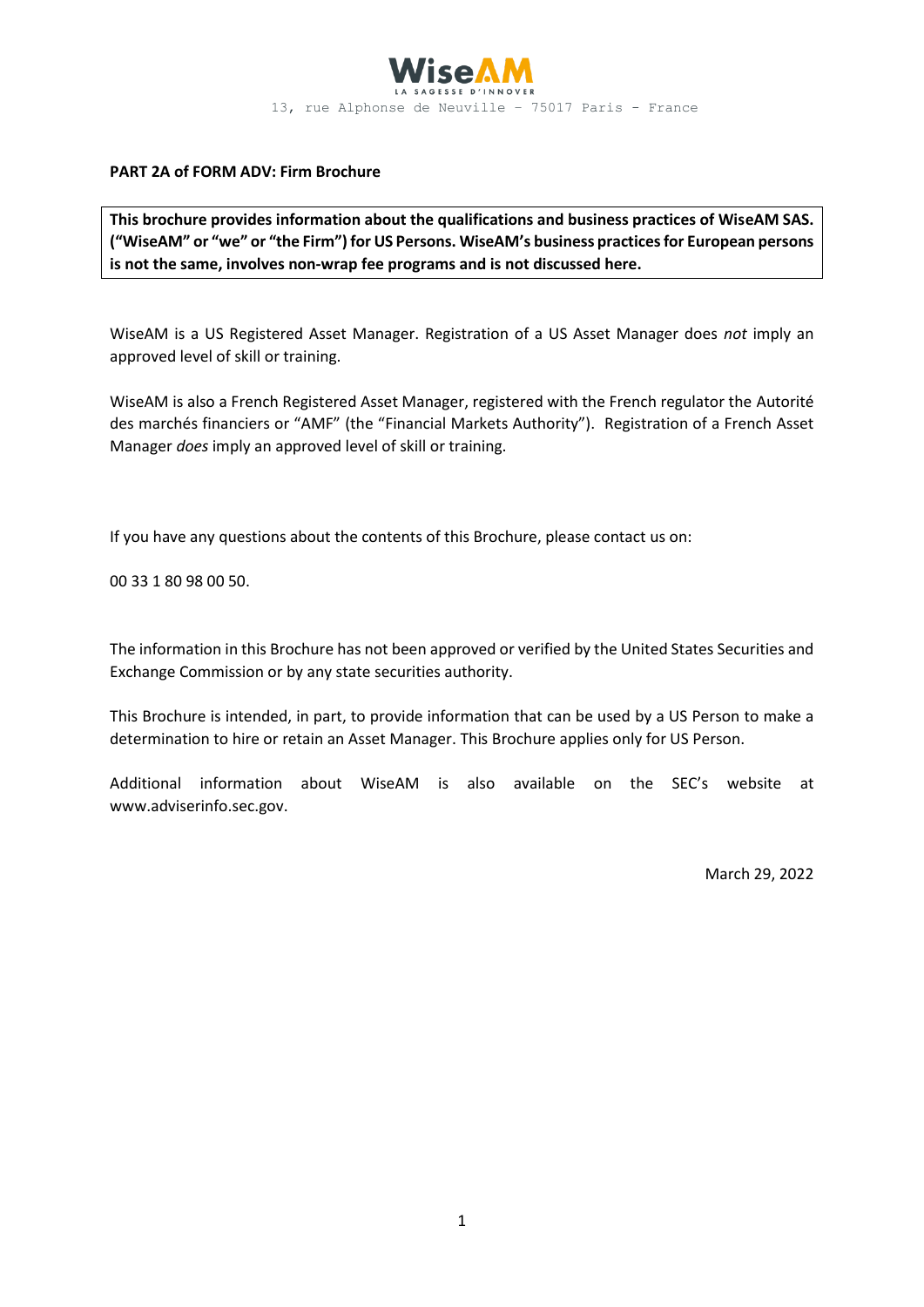WiseAM

LA SAGESSE D'INNOVER

13, rue Alphonse de Neuville – 75017 Paris - France

**PART 2A of FORM ADV: Firm Brochure**

**This brochure provides information about the qualifications and business practices of WiseAM SAS. ("WiseAM" or "we" or "the Firm") for US Persons. WiseAM's business practices for European persons is not the same, involves non-wrap fee programs and is not discussed here.**

WiseAM is a US Registered Asset Manager. Registration of a US Asset Manager does *not* imply an approved level of skill or training.

WiseAM is also a French Registered Asset Manager, registered with the French regulator the Autorité des marchés financiers or "AMF" (the "Financial Markets Authority"). Registration of a French Asset Manager *does* imply an approved level of skill or training.

If you have any questions about the contents of this Brochure, please contact us on:

00 33 1 80 98 00 50.

The information in this Brochure has not been approved or verified by the United States Securities and Exchange Commission or by any state securities authority.

This Brochure is intended, in part, to provide information that can be used by a US Person to make a determination to hire or retain an Asset Manager. This Brochure applies only for US Person.

Additional information about WiseAM is also available on the SEC's website at www.adviserinfo.sec.gov.

March 29, 2022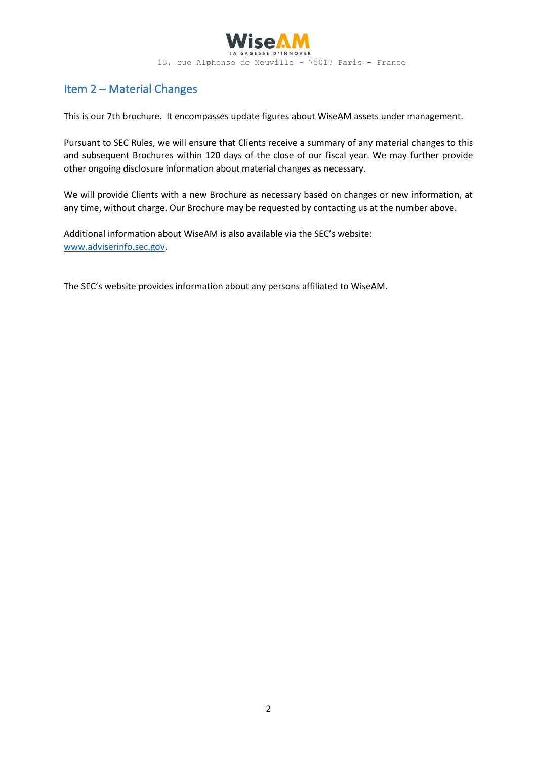## Item 2 – Material Changes

This is our 7th brochure.  It encompasses update figures about WiseAM assets under management.

Pursuant to SEC Rules, we will ensure that Clients receive a summary of any material changes to this and subsequent Brochures within 120 days of the close of our fiscal year. We may further provide other ongoing disclosure information about material changes as necessary.

We will provide Clients with a new Brochure as necessary based on changes or new information, at any time, without charge. Our Brochure may be requested by contacting us at the number above.

Additional information about WiseAM is also available via the SEC's website: www.adviserinfo.sec.gov.

The SEC's website provides information about any persons affiliated to WiseAM.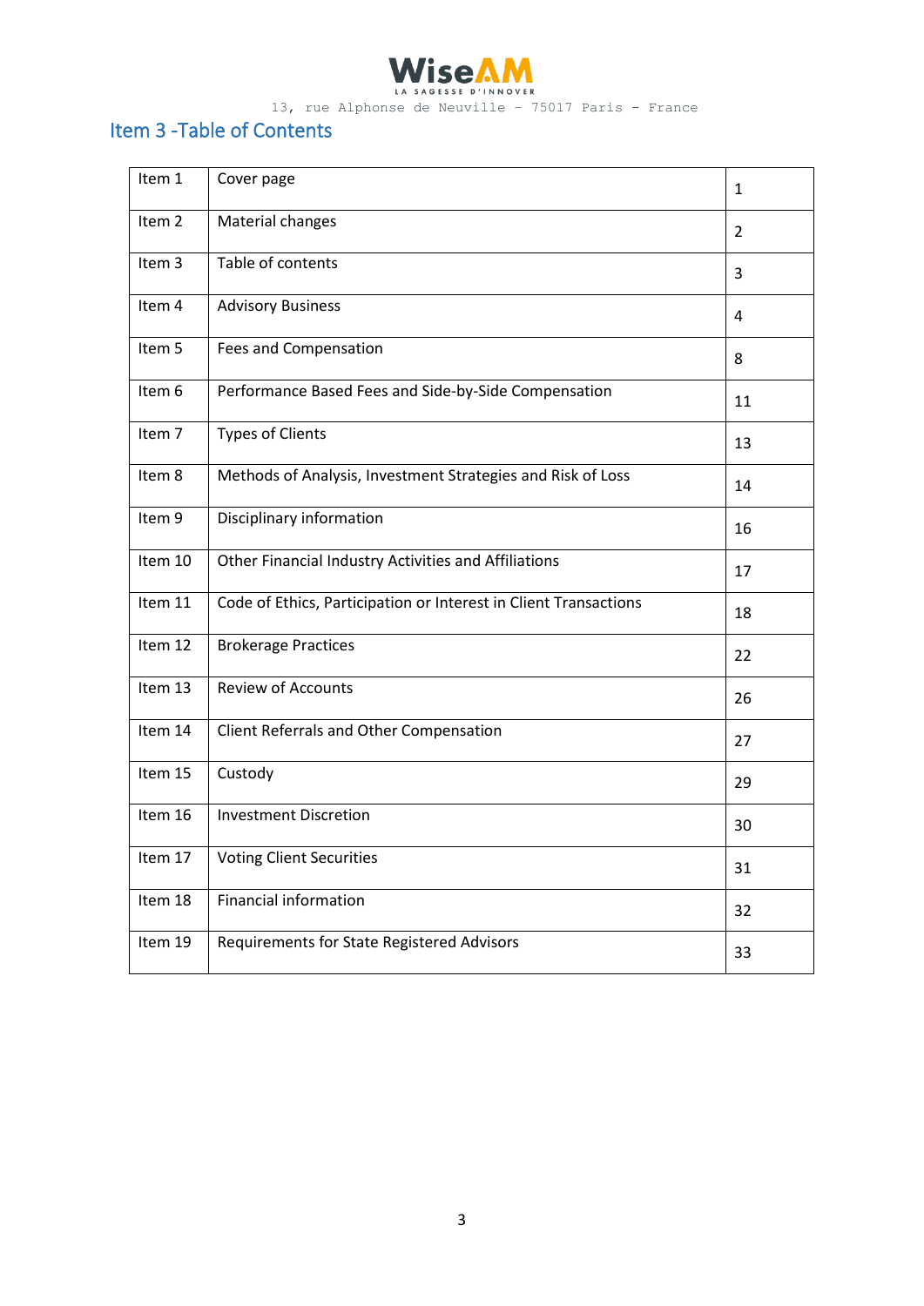WiseAM

LA SAGESSE D'INNOVER

13, rue Alphonse de Neuville – 75017 Paris – France

## Item 3 -Table of Contents

| Item | Section | Page |
|---|---|---|
| Item 1 | Cover page | 1 |
| Item 2 | Material changes | 2 |
| Item 3 | Table of contents | 3 |
| Item 4 | Advisory Business | 4 |
| Item 5 | Fees and Compensation | 8 |
| Item 6 | Performance Based Fees and Side-by-Side Compensation | 11 |
| Item 7 | Types of Clients | 13 |
| Item 8 | Methods of Analysis, Investment Strategies and Risk of Loss | 14 |
| Item 9 | Disciplinary information | 16 |
| Item 10 | Other Financial Industry Activities and Affiliations | 17 |
| Item 11 | Code of Ethics, Participation or Interest in Client Transactions | 18 |
| Item 12 | Brokerage Practices | 22 |
| Item 13 | Review of Accounts | 26 |
| Item 14 | Client Referrals and Other Compensation | 27 |
| Item 15 | Custody | 29 |
| Item 16 | Investment Discretion | 30 |
| Item 17 | Voting Client Securities | 31 |
| Item 18 | Financial information | 32 |
| Item 19 | Requirements for State Registered Advisors | 33 |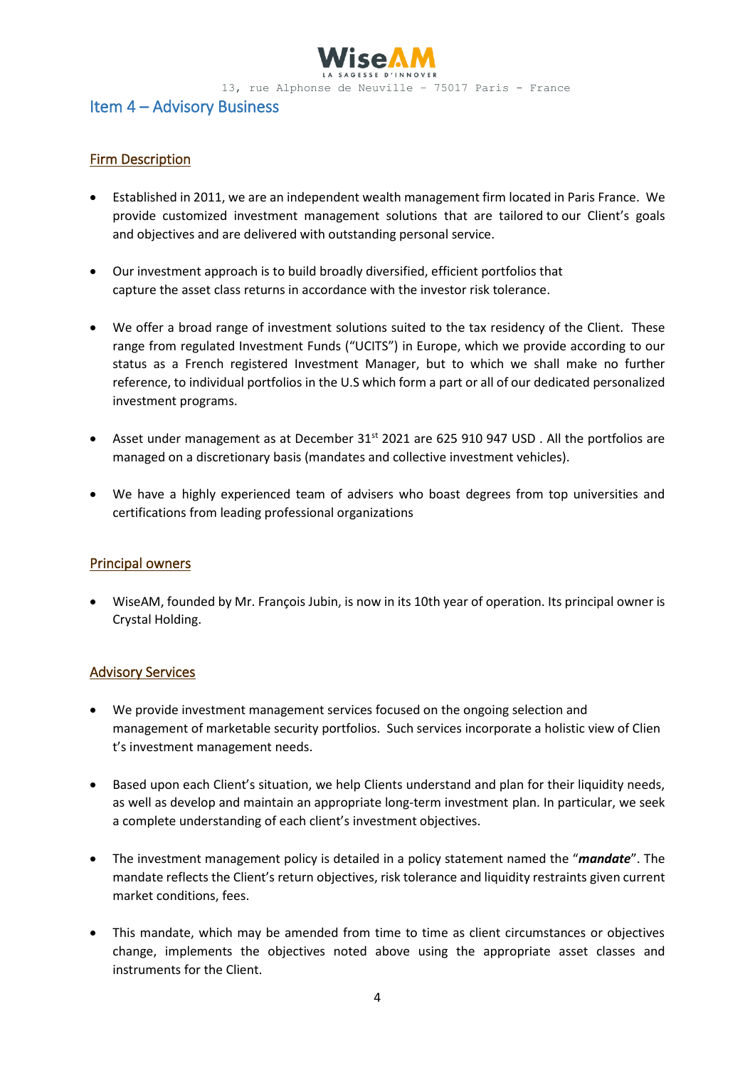## Item 4 – Advisory Business

### Firm Description

- Established in 2011, we are an independent wealth management firm located in Paris France. We provide customized investment management solutions that are tailored to our Client's goals and objectives and are delivered with outstanding personal service.

- Our investment approach is to build broadly diversified, efficient portfolios that capture the asset class returns in accordance with the investor risk tolerance.

- We offer a broad range of investment solutions suited to the tax residency of the Client. These range from regulated Investment Funds ("UCITS") in Europe, which we provide according to our status as a French registered Investment Manager, but to which we shall make no further reference, to individual portfolios in the U.S which form a part or all of our dedicated personalized investment programs.

- Asset under management as at December 31st 2021 are 625 910 947 USD . All the portfolios are managed on a discretionary basis (mandates and collective investment vehicles).

- We have a highly experienced team of advisers who boast degrees from top universities and certifications from leading professional organizations

### Principal owners

- WiseAM, founded by Mr. François Jubin, is now in its 10th year of operation. Its principal owner is Crystal Holding.

### Advisory Services

- We provide investment management services focused on the ongoing selection and management of marketable security portfolios. Such services incorporate a holistic view of Client's investment management needs.

- Based upon each Client's situation, we help Clients understand and plan for their liquidity needs, as well as develop and maintain an appropriate long-term investment plan. In particular, we seek a complete understanding of each client's investment objectives.

- The investment management policy is detailed in a policy statement named the "***mandate***". The mandate reflects the Client's return objectives, risk tolerance and liquidity restraints given current market conditions, fees.

- This mandate, which may be amended from time to time as client circumstances or objectives change, implements the objectives noted above using the appropriate asset classes and instruments for the Client.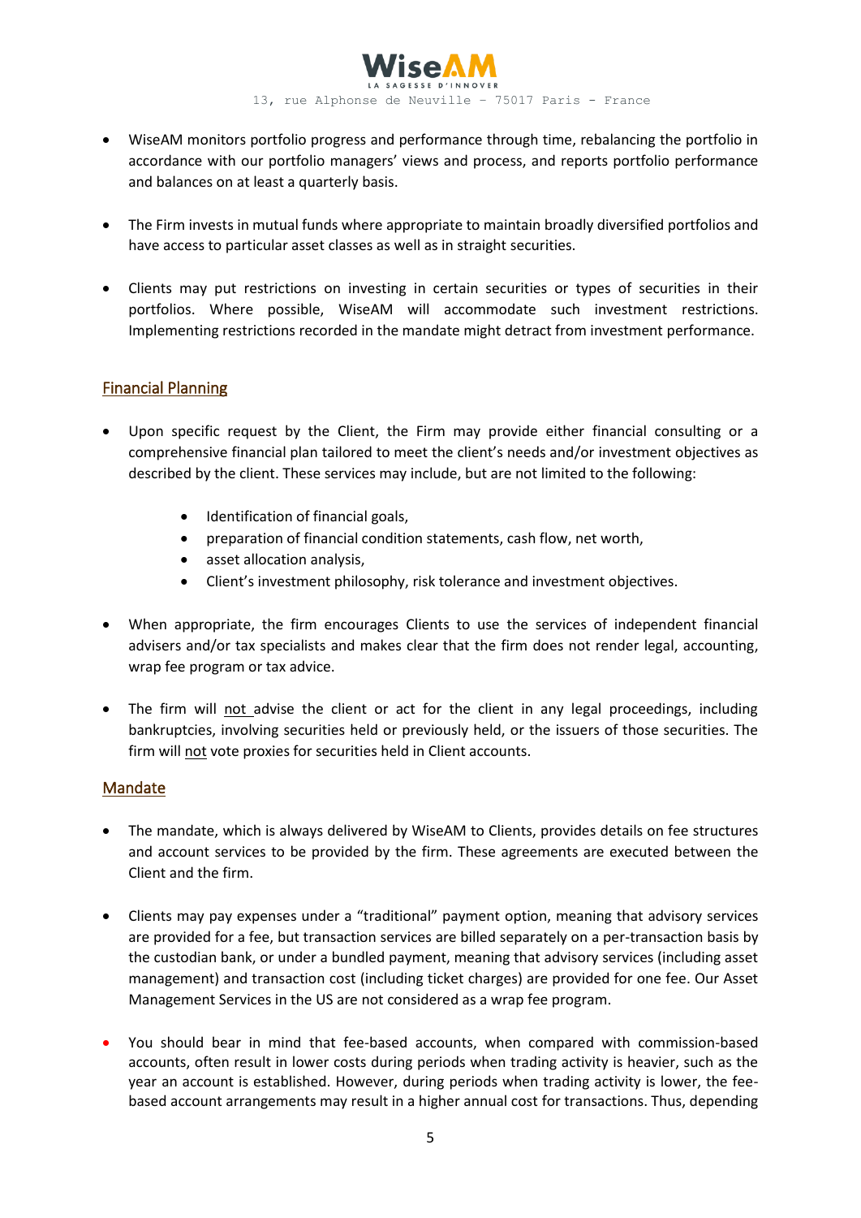- WiseAM monitors portfolio progress and performance through time, rebalancing the portfolio in accordance with our portfolio managers' views and process, and reports portfolio performance and balances on at least a quarterly basis.

- The Firm invests in mutual funds where appropriate to maintain broadly diversified portfolios and have access to particular asset classes as well as in straight securities.

- Clients may put restrictions on investing in certain securities or types of securities in their portfolios. Where possible, WiseAM will accommodate such investment restrictions. Implementing restrictions recorded in the mandate might detract from investment performance.

## Financial Planning

- Upon specific request by the Client, the Firm may provide either financial consulting or a comprehensive financial plan tailored to meet the client's needs and/or investment objectives as described by the client. These services may include, but are not limited to the following:

    - Identification of financial goals,
    - preparation of financial condition statements, cash flow, net worth,
    - asset allocation analysis,
    - Client's investment philosophy, risk tolerance and investment objectives.

- When appropriate, the firm encourages Clients to use the services of independent financial advisers and/or tax specialists and makes clear that the firm does not render legal, accounting, wrap fee program or tax advice.

- The firm will not advise the client or act for the client in any legal proceedings, including bankruptcies, involving securities held or previously held, or the issuers of those securities. The firm will not vote proxies for securities held in Client accounts.

## Mandate

- The mandate, which is always delivered by WiseAM to Clients, provides details on fee structures and account services to be provided by the firm. These agreements are executed between the Client and the firm.

- Clients may pay expenses under a "traditional" payment option, meaning that advisory services are provided for a fee, but transaction services are billed separately on a per-transaction basis by the custodian bank, or under a bundled payment, meaning that advisory services (including asset management) and transaction cost (including ticket charges) are provided for one fee. Our Asset Management Services in the US are not considered as a wrap fee program.

- You should bear in mind that fee-based accounts, when compared with commission-based accounts, often result in lower costs during periods when trading activity is heavier, such as the year an account is established. However, during periods when trading activity is lower, the fee-based account arrangements may result in a higher annual cost for transactions. Thus, depending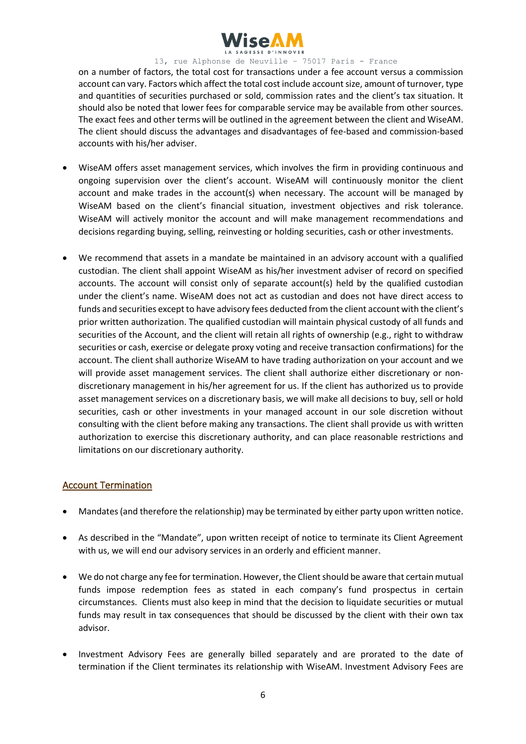on a number of factors, the total cost for transactions under a fee account versus a commission account can vary. Factors which affect the total cost include account size, amount of turnover, type and quantities of securities purchased or sold, commission rates and the client's tax situation. It should also be noted that lower fees for comparable service may be available from other sources. The exact fees and other terms will be outlined in the agreement between the client and WiseAM. The client should discuss the advantages and disadvantages of fee-based and commission-based accounts with his/her adviser.

- WiseAM offers asset management services, which involves the firm in providing continuous and ongoing supervision over the client's account. WiseAM will continuously monitor the client account and make trades in the account(s) when necessary. The account will be managed by WiseAM based on the client's financial situation, investment objectives and risk tolerance. WiseAM will actively monitor the account and will make management recommendations and decisions regarding buying, selling, reinvesting or holding securities, cash or other investments.

- We recommend that assets in a mandate be maintained in an advisory account with a qualified custodian. The client shall appoint WiseAM as his/her investment adviser of record on specified accounts. The account will consist only of separate account(s) held by the qualified custodian under the client's name. WiseAM does not act as custodian and does not have direct access to funds and securities except to have advisory fees deducted from the client account with the client's prior written authorization. The qualified custodian will maintain physical custody of all funds and securities of the Account, and the client will retain all rights of ownership (e.g., right to withdraw securities or cash, exercise or delegate proxy voting and receive transaction confirmations) for the account. The client shall authorize WiseAM to have trading authorization on your account and we will provide asset management services. The client shall authorize either discretionary or non-discretionary management in his/her agreement for us. If the client has authorized us to provide asset management services on a discretionary basis, we will make all decisions to buy, sell or hold securities, cash or other investments in your managed account in our sole discretion without consulting with the client before making any transactions. The client shall provide us with written authorization to exercise this discretionary authority, and can place reasonable restrictions and limitations on our discretionary authority.

## Account Termination

- Mandates (and therefore the relationship) may be terminated by either party upon written notice.

- As described in the "Mandate", upon written receipt of notice to terminate its Client Agreement with us, we will end our advisory services in an orderly and efficient manner.

- We do not charge any fee for termination. However, the Client should be aware that certain mutual funds impose redemption fees as stated in each company's fund prospectus in certain circumstances. Clients must also keep in mind that the decision to liquidate securities or mutual funds may result in tax consequences that should be discussed by the client with their own tax advisor.

- Investment Advisory Fees are generally billed separately and are prorated to the date of termination if the Client terminates its relationship with WiseAM. Investment Advisory Fees are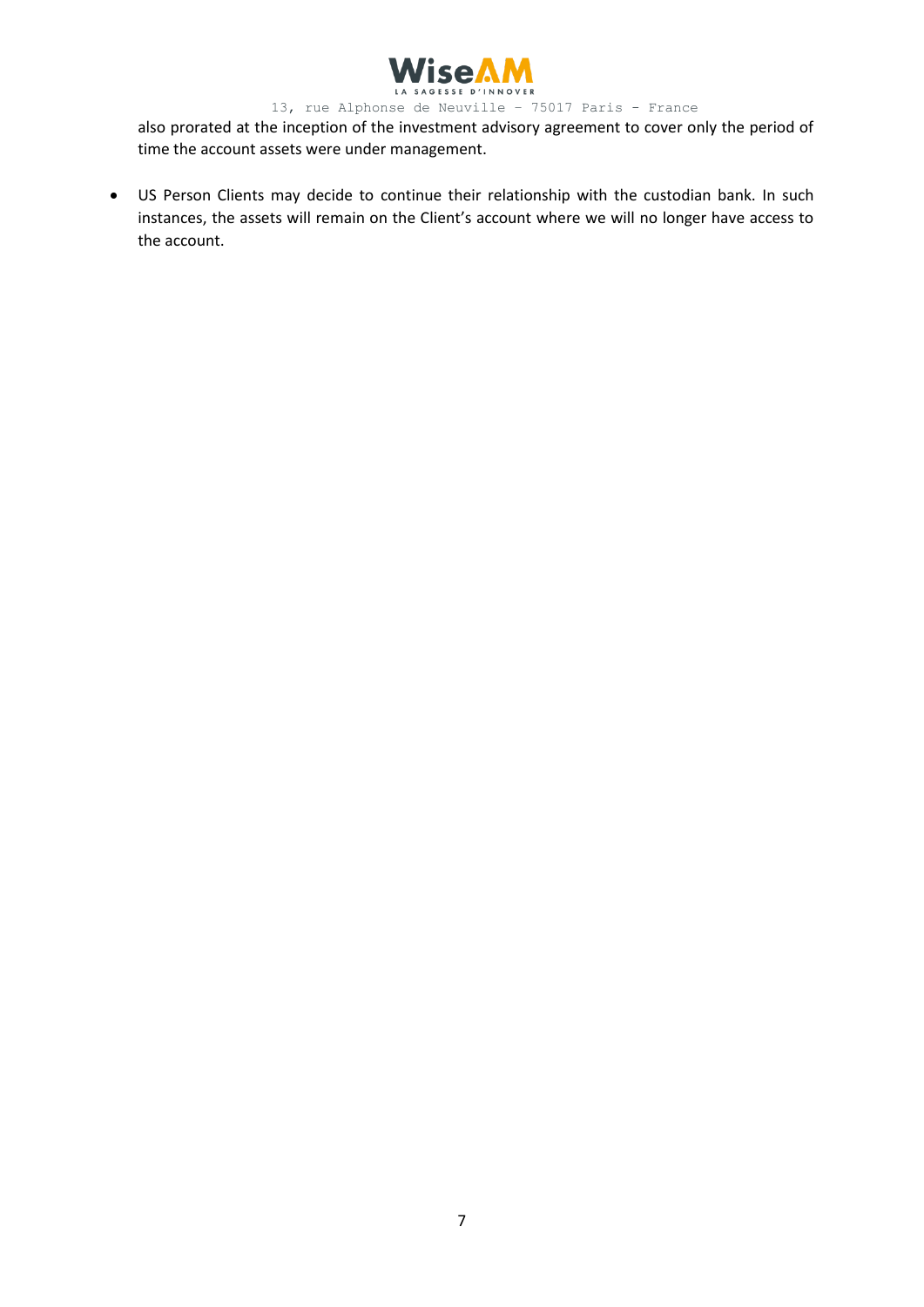also prorated at the inception of the investment advisory agreement to cover only the period of time the account assets were under management.

- US Person Clients may decide to continue their relationship with the custodian bank. In such instances, the assets will remain on the Client's account where we will no longer have access to the account.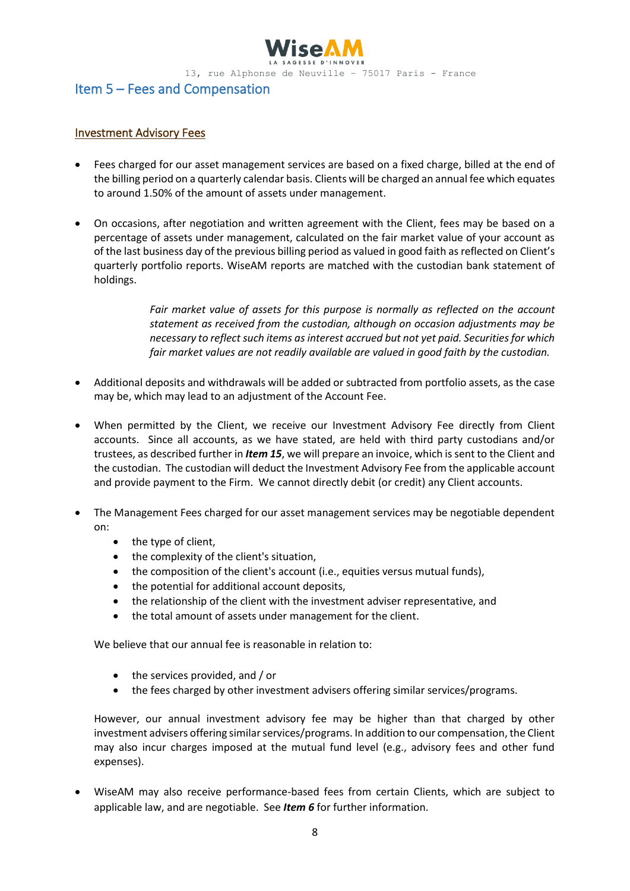## Item 5 – Fees and Compensation

### Investment Advisory Fees

- Fees charged for our asset management services are based on a fixed charge, billed at the end of the billing period on a quarterly calendar basis. Clients will be charged an annual fee which equates to around 1.50% of the amount of assets under management.

- On occasions, after negotiation and written agreement with the Client, fees may be based on a percentage of assets under management, calculated on the fair market value of your account as of the last business day of the previous billing period as valued in good faith as reflected on Client's quarterly portfolio reports. WiseAM reports are matched with the custodian bank statement of holdings.

  > *Fair market value of assets for this purpose is normally as reflected on the account statement as received from the custodian, although on occasion adjustments may be necessary to reflect such items as interest accrued but not yet paid. Securities for which fair market values are not readily available are valued in good faith by the custodian.*

- Additional deposits and withdrawals will be added or subtracted from portfolio assets, as the case may be, which may lead to an adjustment of the Account Fee.

- When permitted by the Client, we receive our Investment Advisory Fee directly from Client accounts. Since all accounts, as we have stated, are held with third party custodians and/or trustees, as described further in ***Item 15***, we will prepare an invoice, which is sent to the Client and the custodian. The custodian will deduct the Investment Advisory Fee from the applicable account and provide payment to the Firm. We cannot directly debit (or credit) any Client accounts.

- The Management Fees charged for our asset management services may be negotiable dependent on:
  - the type of client,
  - the complexity of the client's situation,
  - the composition of the client's account (i.e., equities versus mutual funds),
  - the potential for additional account deposits,
  - the relationship of the client with the investment adviser representative, and
  - the total amount of assets under management for the client.

  We believe that our annual fee is reasonable in relation to:

  - the services provided, and / or
  - the fees charged by other investment advisers offering similar services/programs.

  However, our annual investment advisory fee may be higher than that charged by other investment advisers offering similar services/programs. In addition to our compensation, the Client may also incur charges imposed at the mutual fund level (e.g., advisory fees and other fund expenses).

- WiseAM may also receive performance-based fees from certain Clients, which are subject to applicable law, and are negotiable. See ***Item 6*** for further information.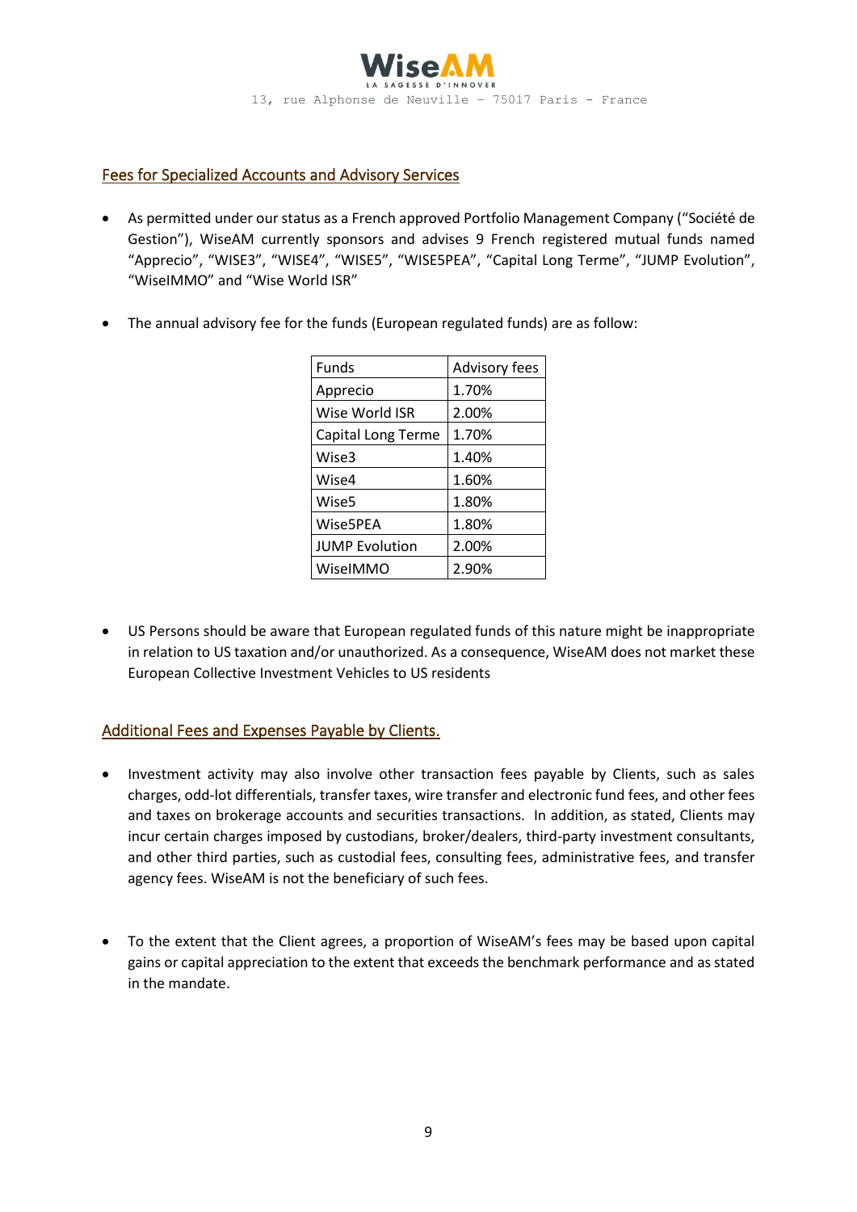## Fees for Specialized Accounts and Advisory Services

- As permitted under our status as a French approved Portfolio Management Company ("Société de Gestion"), WiseAM currently sponsors and advises 9 French registered mutual funds named "Apprecio", "WISE3", "WISE4", "WISE5", "WISE5PEA", "Capital Long Terme", "JUMP Evolution", "WiseIMMO" and "Wise World ISR"

- The annual advisory fee for the funds (European regulated funds) are as follow:

| Funds | Advisory fees |
|---|---|
| Apprecio | 1.70% |
| Wise World ISR | 2.00% |
| Capital Long Terme | 1.70% |
| Wise3 | 1.40% |
| Wise4 | 1.60% |
| Wise5 | 1.80% |
| Wise5PEA | 1.80% |
| JUMP Evolution | 2.00% |
| WiseIMMO | 2.90% |

- US Persons should be aware that European regulated funds of this nature might be inappropriate in relation to US taxation and/or unauthorized. As a consequence, WiseAM does not market these European Collective Investment Vehicles to US residents

## Additional Fees and Expenses Payable by Clients.

- Investment activity may also involve other transaction fees payable by Clients, such as sales charges, odd-lot differentials, transfer taxes, wire transfer and electronic fund fees, and other fees and taxes on brokerage accounts and securities transactions. In addition, as stated, Clients may incur certain charges imposed by custodians, broker/dealers, third-party investment consultants, and other third parties, such as custodial fees, consulting fees, administrative fees, and transfer agency fees. WiseAM is not the beneficiary of such fees.

- To the extent that the Client agrees, a proportion of WiseAM's fees may be based upon capital gains or capital appreciation to the extent that exceeds the benchmark performance and as stated in the mandate.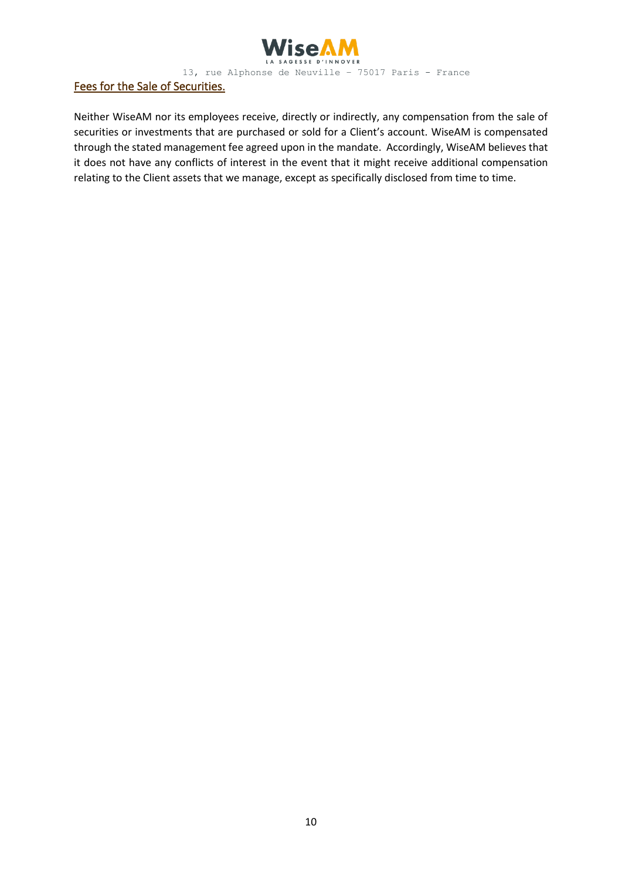## Fees for the Sale of Securities.

Neither WiseAM nor its employees receive, directly or indirectly, any compensation from the sale of securities or investments that are purchased or sold for a Client's account. WiseAM is compensated through the stated management fee agreed upon in the mandate. Accordingly, WiseAM believes that it does not have any conflicts of interest in the event that it might receive additional compensation relating to the Client assets that we manage, except as specifically disclosed from time to time.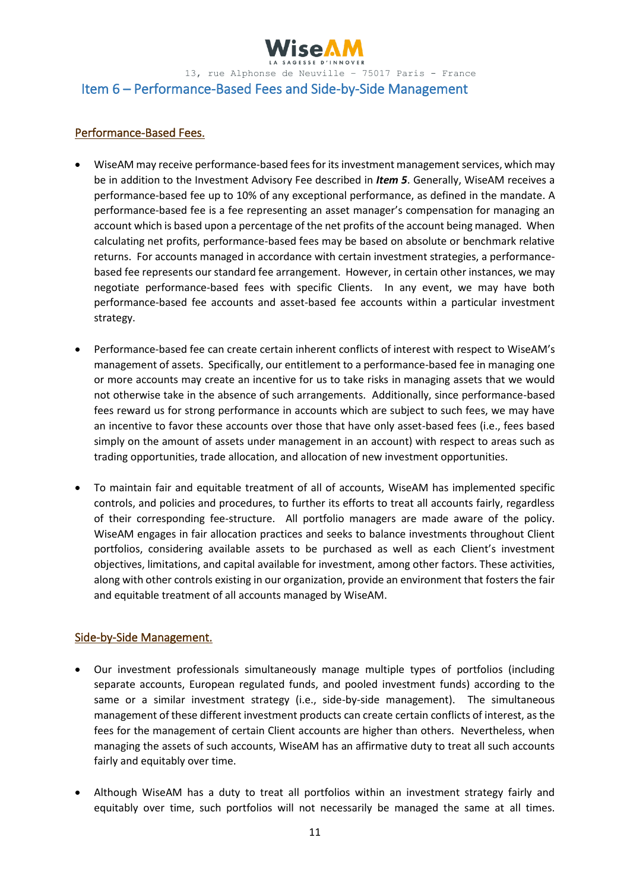## Item 6 – Performance-Based Fees and Side-by-Side Management

### Performance-Based Fees.

- WiseAM may receive performance-based fees for its investment management services, which may be in addition to the Investment Advisory Fee described in ***Item 5***. Generally, WiseAM receives a performance-based fee up to 10% of any exceptional performance, as defined in the mandate. A performance-based fee is a fee representing an asset manager's compensation for managing an account which is based upon a percentage of the net profits of the account being managed. When calculating net profits, performance-based fees may be based on absolute or benchmark relative returns. For accounts managed in accordance with certain investment strategies, a performance-based fee represents our standard fee arrangement. However, in certain other instances, we may negotiate performance-based fees with specific Clients. In any event, we may have both performance-based fee accounts and asset-based fee accounts within a particular investment strategy.

- Performance-based fee can create certain inherent conflicts of interest with respect to WiseAM's management of assets. Specifically, our entitlement to a performance-based fee in managing one or more accounts may create an incentive for us to take risks in managing assets that we would not otherwise take in the absence of such arrangements. Additionally, since performance-based fees reward us for strong performance in accounts which are subject to such fees, we may have an incentive to favor these accounts over those that have only asset-based fees (i.e., fees based simply on the amount of assets under management in an account) with respect to areas such as trading opportunities, trade allocation, and allocation of new investment opportunities.

- To maintain fair and equitable treatment of all of accounts, WiseAM has implemented specific controls, and policies and procedures, to further its efforts to treat all accounts fairly, regardless of their corresponding fee-structure. All portfolio managers are made aware of the policy. WiseAM engages in fair allocation practices and seeks to balance investments throughout Client portfolios, considering available assets to be purchased as well as each Client's investment objectives, limitations, and capital available for investment, among other factors. These activities, along with other controls existing in our organization, provide an environment that fosters the fair and equitable treatment of all accounts managed by WiseAM.

### Side-by-Side Management.

- Our investment professionals simultaneously manage multiple types of portfolios (including separate accounts, European regulated funds, and pooled investment funds) according to the same or a similar investment strategy (i.e., side-by-side management). The simultaneous management of these different investment products can create certain conflicts of interest, as the fees for the management of certain Client accounts are higher than others. Nevertheless, when managing the assets of such accounts, WiseAM has an affirmative duty to treat all such accounts fairly and equitably over time.

- Although WiseAM has a duty to treat all portfolios within an investment strategy fairly and equitably over time, such portfolios will not necessarily be managed the same at all times.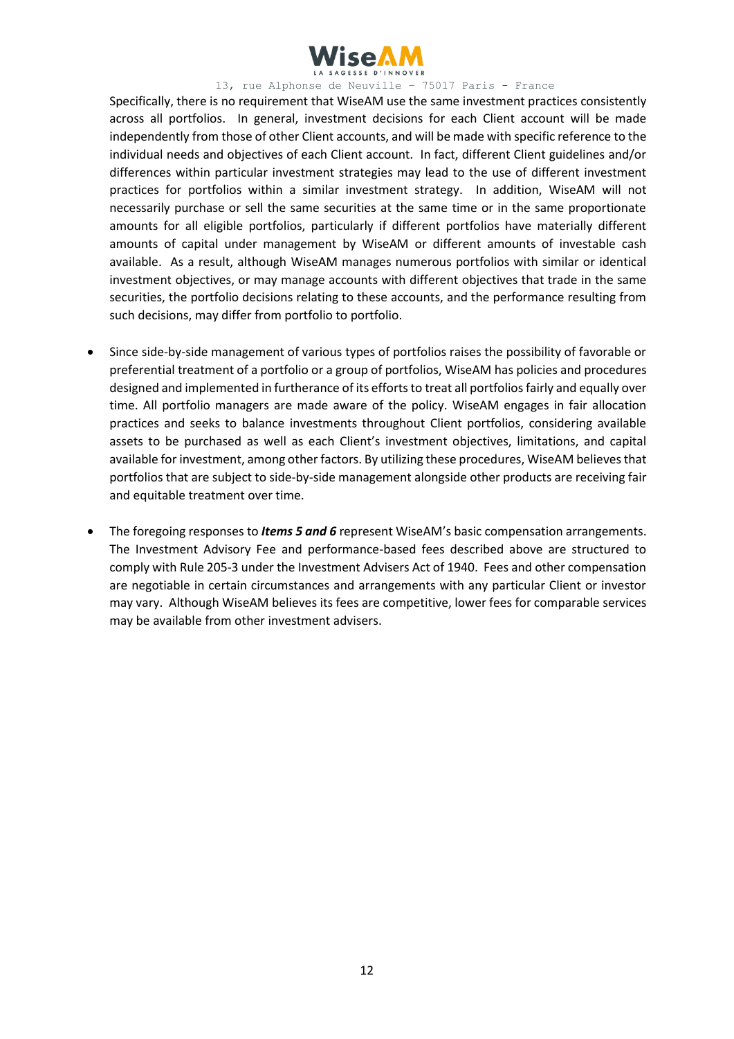Specifically, there is no requirement that WiseAM use the same investment practices consistently across all portfolios. In general, investment decisions for each Client account will be made independently from those of other Client accounts, and will be made with specific reference to the individual needs and objectives of each Client account. In fact, different Client guidelines and/or differences within particular investment strategies may lead to the use of different investment practices for portfolios within a similar investment strategy. In addition, WiseAM will not necessarily purchase or sell the same securities at the same time or in the same proportionate amounts for all eligible portfolios, particularly if different portfolios have materially different amounts of capital under management by WiseAM or different amounts of investable cash available. As a result, although WiseAM manages numerous portfolios with similar or identical investment objectives, or may manage accounts with different objectives that trade in the same securities, the portfolio decisions relating to these accounts, and the performance resulting from such decisions, may differ from portfolio to portfolio.

- Since side-by-side management of various types of portfolios raises the possibility of favorable or preferential treatment of a portfolio or a group of portfolios, WiseAM has policies and procedures designed and implemented in furtherance of its efforts to treat all portfolios fairly and equally over time. All portfolio managers are made aware of the policy. WiseAM engages in fair allocation practices and seeks to balance investments throughout Client portfolios, considering available assets to be purchased as well as each Client's investment objectives, limitations, and capital available for investment, among other factors. By utilizing these procedures, WiseAM believes that portfolios that are subject to side-by-side management alongside other products are receiving fair and equitable treatment over time.

- The foregoing responses to ***Items 5 and 6*** represent WiseAM's basic compensation arrangements. The Investment Advisory Fee and performance-based fees described above are structured to comply with Rule 205-3 under the Investment Advisers Act of 1940. Fees and other compensation are negotiable in certain circumstances and arrangements with any particular Client or investor may vary. Although WiseAM believes its fees are competitive, lower fees for comparable services may be available from other investment advisers.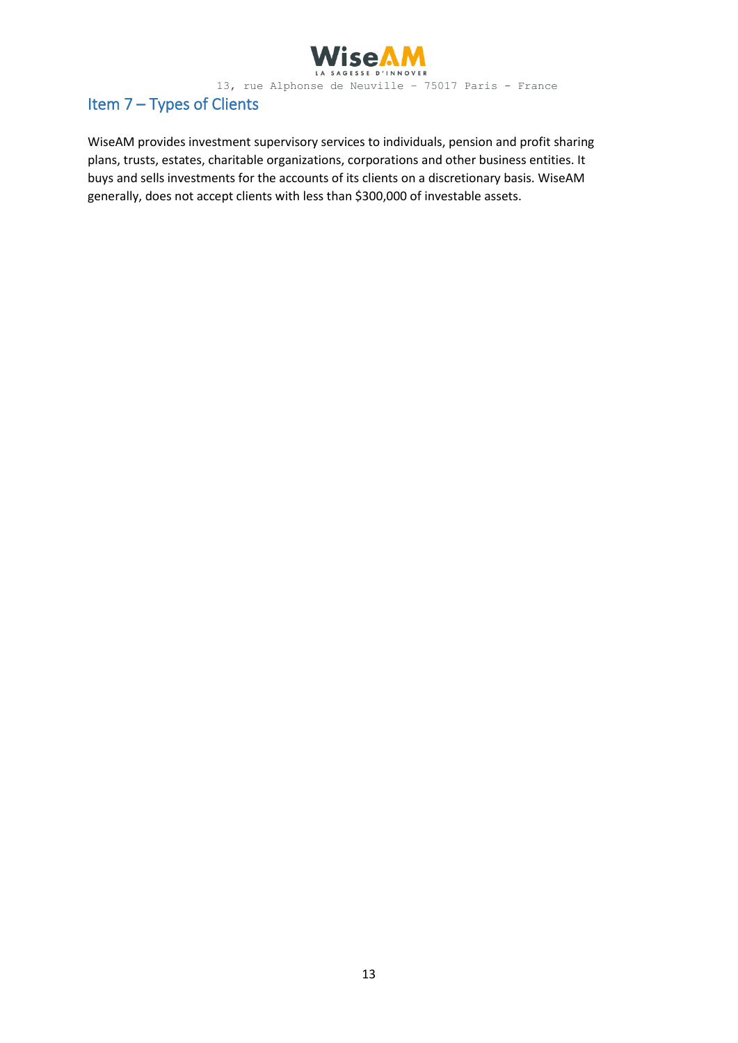## Item 7 – Types of Clients

WiseAM provides investment supervisory services to individuals, pension and profit sharing plans, trusts, estates, charitable organizations, corporations and other business entities. It buys and sells investments for the accounts of its clients on a discretionary basis. WiseAM generally, does not accept clients with less than $300,000 of investable assets.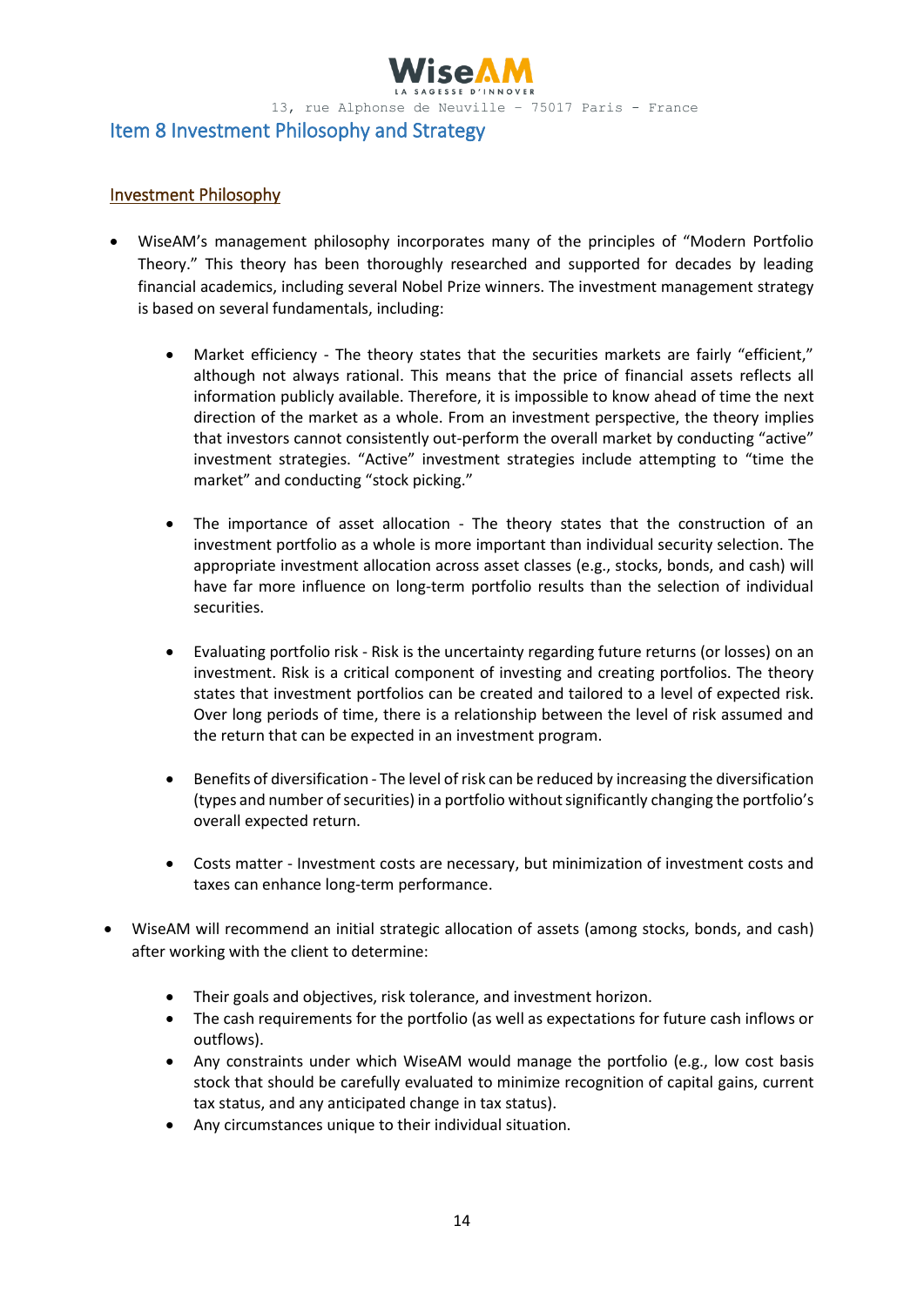## Item 8 Investment Philosophy and Strategy

### Investment Philosophy

- WiseAM's management philosophy incorporates many of the principles of "Modern Portfolio Theory." This theory has been thoroughly researched and supported for decades by leading financial academics, including several Nobel Prize winners. The investment management strategy is based on several fundamentals, including:

    - Market efficiency - The theory states that the securities markets are fairly "efficient," although not always rational. This means that the price of financial assets reflects all information publicly available. Therefore, it is impossible to know ahead of time the next direction of the market as a whole. From an investment perspective, the theory implies that investors cannot consistently out-perform the overall market by conducting "active" investment strategies. "Active" investment strategies include attempting to "time the market" and conducting "stock picking."

    - The importance of asset allocation - The theory states that the construction of an investment portfolio as a whole is more important than individual security selection. The appropriate investment allocation across asset classes (e.g., stocks, bonds, and cash) will have far more influence on long-term portfolio results than the selection of individual securities.

    - Evaluating portfolio risk - Risk is the uncertainty regarding future returns (or losses) on an investment. Risk is a critical component of investing and creating portfolios. The theory states that investment portfolios can be created and tailored to a level of expected risk. Over long periods of time, there is a relationship between the level of risk assumed and the return that can be expected in an investment program.

    - Benefits of diversification - The level of risk can be reduced by increasing the diversification (types and number of securities) in a portfolio without significantly changing the portfolio's overall expected return.

    - Costs matter - Investment costs are necessary, but minimization of investment costs and taxes can enhance long-term performance.

- WiseAM will recommend an initial strategic allocation of assets (among stocks, bonds, and cash) after working with the client to determine:

    - Their goals and objectives, risk tolerance, and investment horizon.
    - The cash requirements for the portfolio (as well as expectations for future cash inflows or outflows).
    - Any constraints under which WiseAM would manage the portfolio (e.g., low cost basis stock that should be carefully evaluated to minimize recognition of capital gains, current tax status, and any anticipated change in tax status).
    - Any circumstances unique to their individual situation.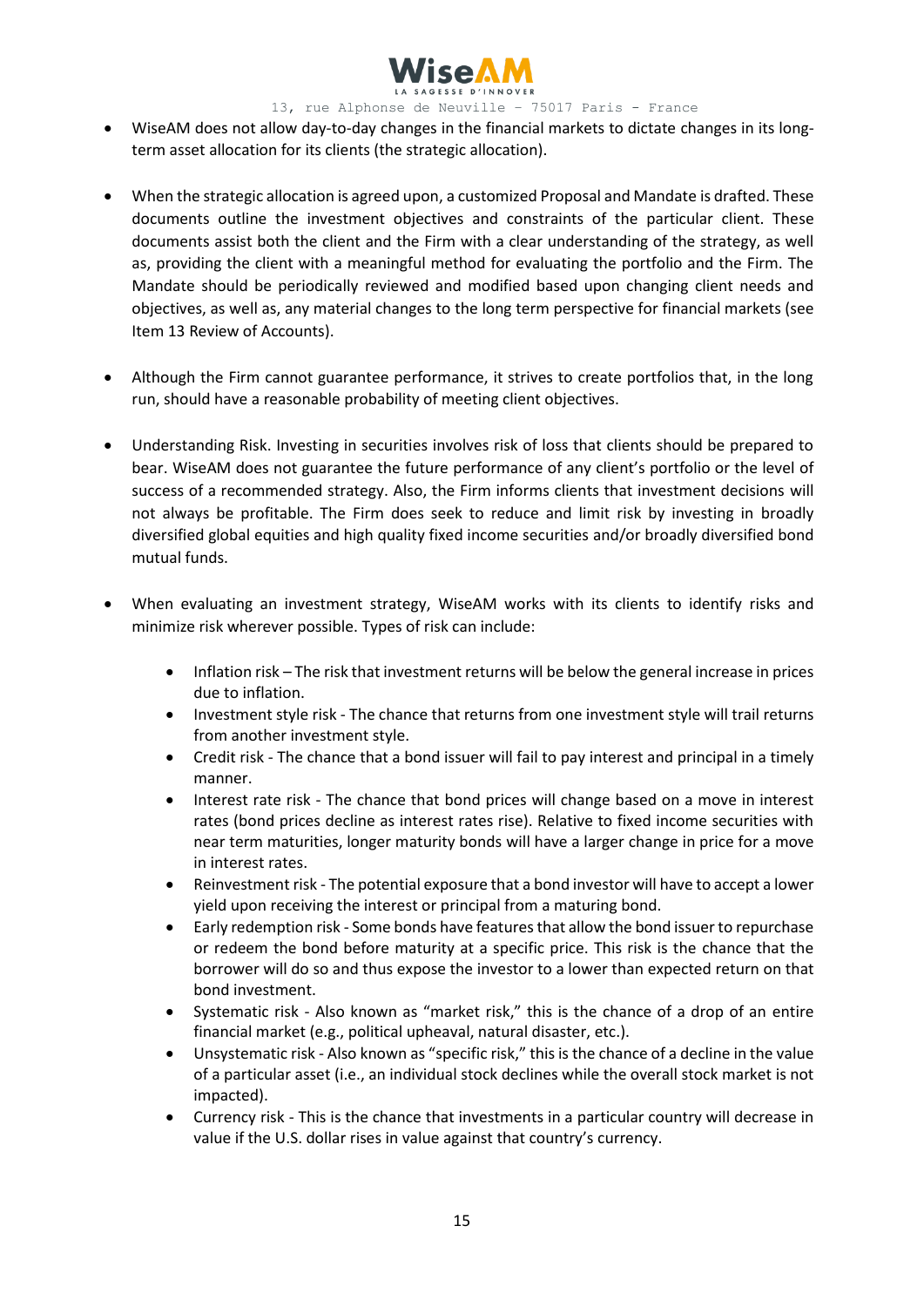- WiseAM does not allow day-to-day changes in the financial markets to dictate changes in its long-term asset allocation for its clients (the strategic allocation).

- When the strategic allocation is agreed upon, a customized Proposal and Mandate is drafted. These documents outline the investment objectives and constraints of the particular client. These documents assist both the client and the Firm with a clear understanding of the strategy, as well as, providing the client with a meaningful method for evaluating the portfolio and the Firm. The Mandate should be periodically reviewed and modified based upon changing client needs and objectives, as well as, any material changes to the long term perspective for financial markets (see Item 13 Review of Accounts).

- Although the Firm cannot guarantee performance, it strives to create portfolios that, in the long run, should have a reasonable probability of meeting client objectives.

- Understanding Risk. Investing in securities involves risk of loss that clients should be prepared to bear. WiseAM does not guarantee the future performance of any client's portfolio or the level of success of a recommended strategy. Also, the Firm informs clients that investment decisions will not always be profitable. The Firm does seek to reduce and limit risk by investing in broadly diversified global equities and high quality fixed income securities and/or broadly diversified bond mutual funds.

- When evaluating an investment strategy, WiseAM works with its clients to identify risks and minimize risk wherever possible. Types of risk can include:

    - Inflation risk – The risk that investment returns will be below the general increase in prices due to inflation.
    - Investment style risk - The chance that returns from one investment style will trail returns from another investment style.
    - Credit risk - The chance that a bond issuer will fail to pay interest and principal in a timely manner.
    - Interest rate risk - The chance that bond prices will change based on a move in interest rates (bond prices decline as interest rates rise). Relative to fixed income securities with near term maturities, longer maturity bonds will have a larger change in price for a move in interest rates.
    - Reinvestment risk - The potential exposure that a bond investor will have to accept a lower yield upon receiving the interest or principal from a maturing bond.
    - Early redemption risk - Some bonds have features that allow the bond issuer to repurchase or redeem the bond before maturity at a specific price. This risk is the chance that the borrower will do so and thus expose the investor to a lower than expected return on that bond investment.
    - Systematic risk - Also known as "market risk," this is the chance of a drop of an entire financial market (e.g., political upheaval, natural disaster, etc.).
    - Unsystematic risk - Also known as "specific risk," this is the chance of a decline in the value of a particular asset (i.e., an individual stock declines while the overall stock market is not impacted).
    - Currency risk - This is the chance that investments in a particular country will decrease in value if the U.S. dollar rises in value against that country's currency.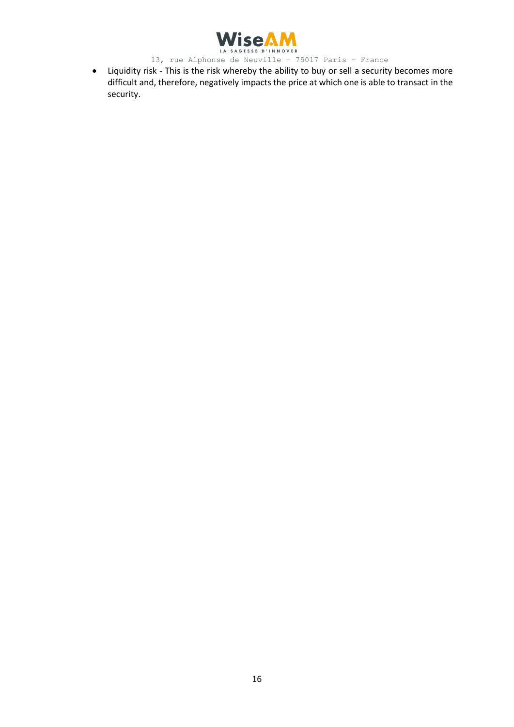- Liquidity risk - This is the risk whereby the ability to buy or sell a security becomes more difficult and, therefore, negatively impacts the price at which one is able to transact in the security.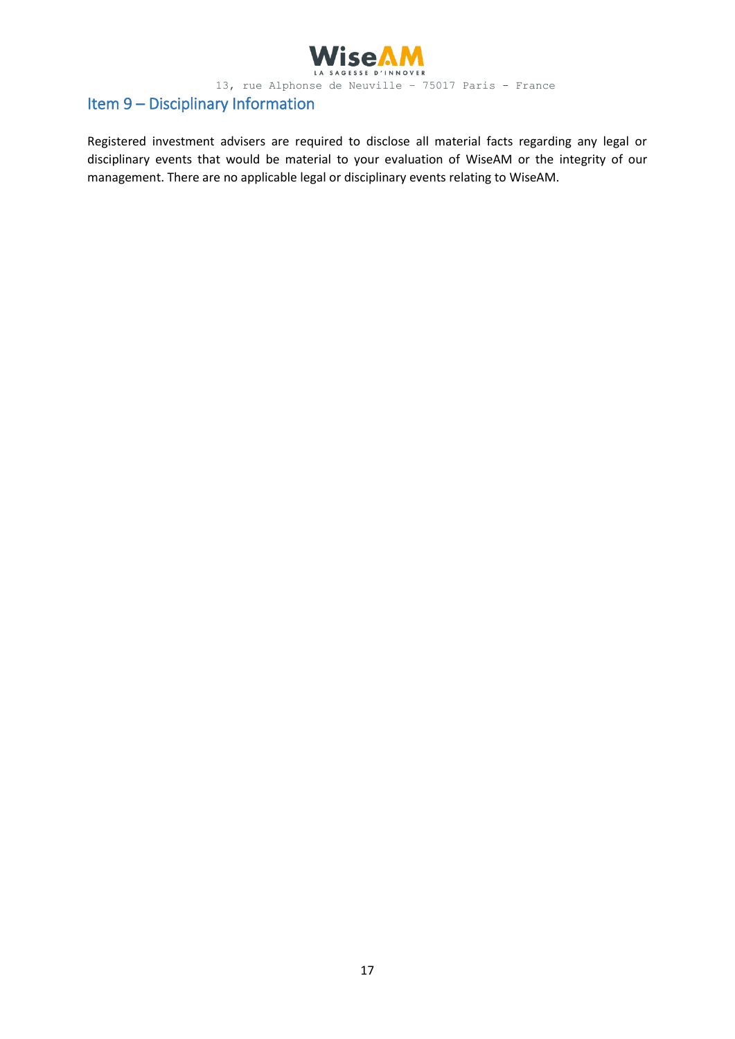## Item 9 – Disciplinary Information

Registered investment advisers are required to disclose all material facts regarding any legal or disciplinary events that would be material to your evaluation of WiseAM or the integrity of our management. There are no applicable legal or disciplinary events relating to WiseAM.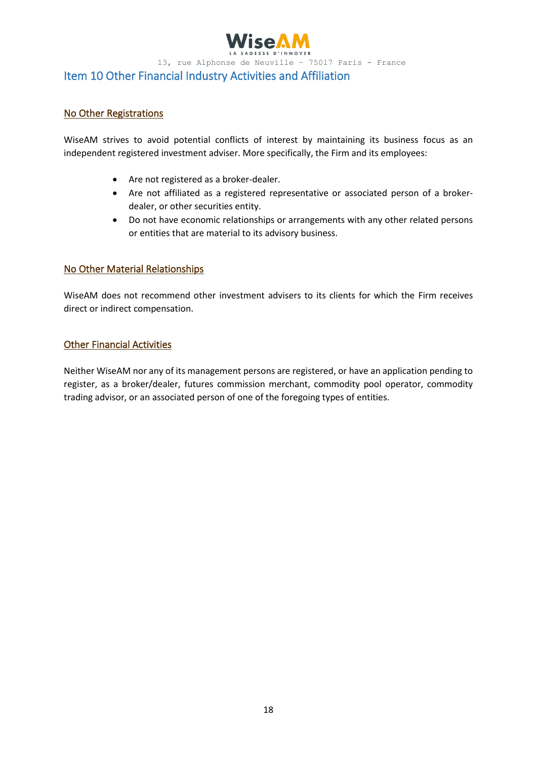## Item 10 Other Financial Industry Activities and Affiliation

### No Other Registrations

WiseAM strives to avoid potential conflicts of interest by maintaining its business focus as an independent registered investment adviser. More specifically, the Firm and its employees:

- Are not registered as a broker-dealer.
- Are not affiliated as a registered representative or associated person of a broker-dealer, or other securities entity.
- Do not have economic relationships or arrangements with any other related persons or entities that are material to its advisory business.

### No Other Material Relationships

WiseAM does not recommend other investment advisers to its clients for which the Firm receives direct or indirect compensation.

### Other Financial Activities

Neither WiseAM nor any of its management persons are registered, or have an application pending to register, as a broker/dealer, futures commission merchant, commodity pool operator, commodity trading advisor, or an associated person of one of the foregoing types of entities.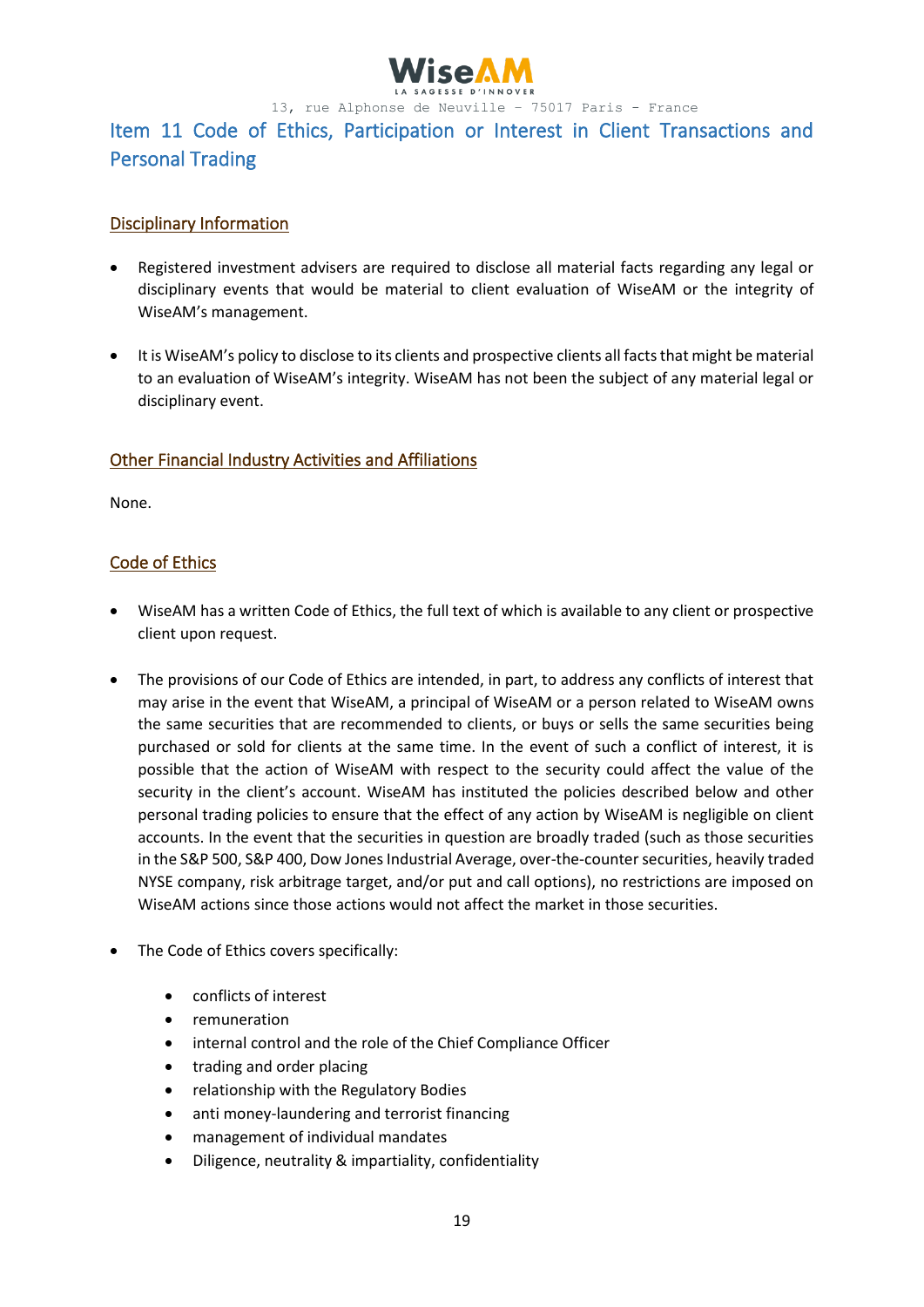# Item 11 Code of Ethics, Participation or Interest in Client Transactions and Personal Trading

## Disciplinary Information

- Registered investment advisers are required to disclose all material facts regarding any legal or disciplinary events that would be material to client evaluation of WiseAM or the integrity of WiseAM's management.
- It is WiseAM's policy to disclose to its clients and prospective clients all facts that might be material to an evaluation of WiseAM's integrity. WiseAM has not been the subject of any material legal or disciplinary event.

## Other Financial Industry Activities and Affiliations

None.

## Code of Ethics

- WiseAM has a written Code of Ethics, the full text of which is available to any client or prospective client upon request.
- The provisions of our Code of Ethics are intended, in part, to address any conflicts of interest that may arise in the event that WiseAM, a principal of WiseAM or a person related to WiseAM owns the same securities that are recommended to clients, or buys or sells the same securities being purchased or sold for clients at the same time. In the event of such a conflict of interest, it is possible that the action of WiseAM with respect to the security could affect the value of the security in the client's account. WiseAM has instituted the policies described below and other personal trading policies to ensure that the effect of any action by WiseAM is negligible on client accounts. In the event that the securities in question are broadly traded (such as those securities in the S&P 500, S&P 400, Dow Jones Industrial Average, over-the-counter securities, heavily traded NYSE company, risk arbitrage target, and/or put and call options), no restrictions are imposed on WiseAM actions since those actions would not affect the market in those securities.
- The Code of Ethics covers specifically:
    - conflicts of interest
    - remuneration
    - internal control and the role of the Chief Compliance Officer
    - trading and order placing
    - relationship with the Regulatory Bodies
    - anti money-laundering and terrorist financing
    - management of individual mandates
    - Diligence, neutrality & impartiality, confidentiality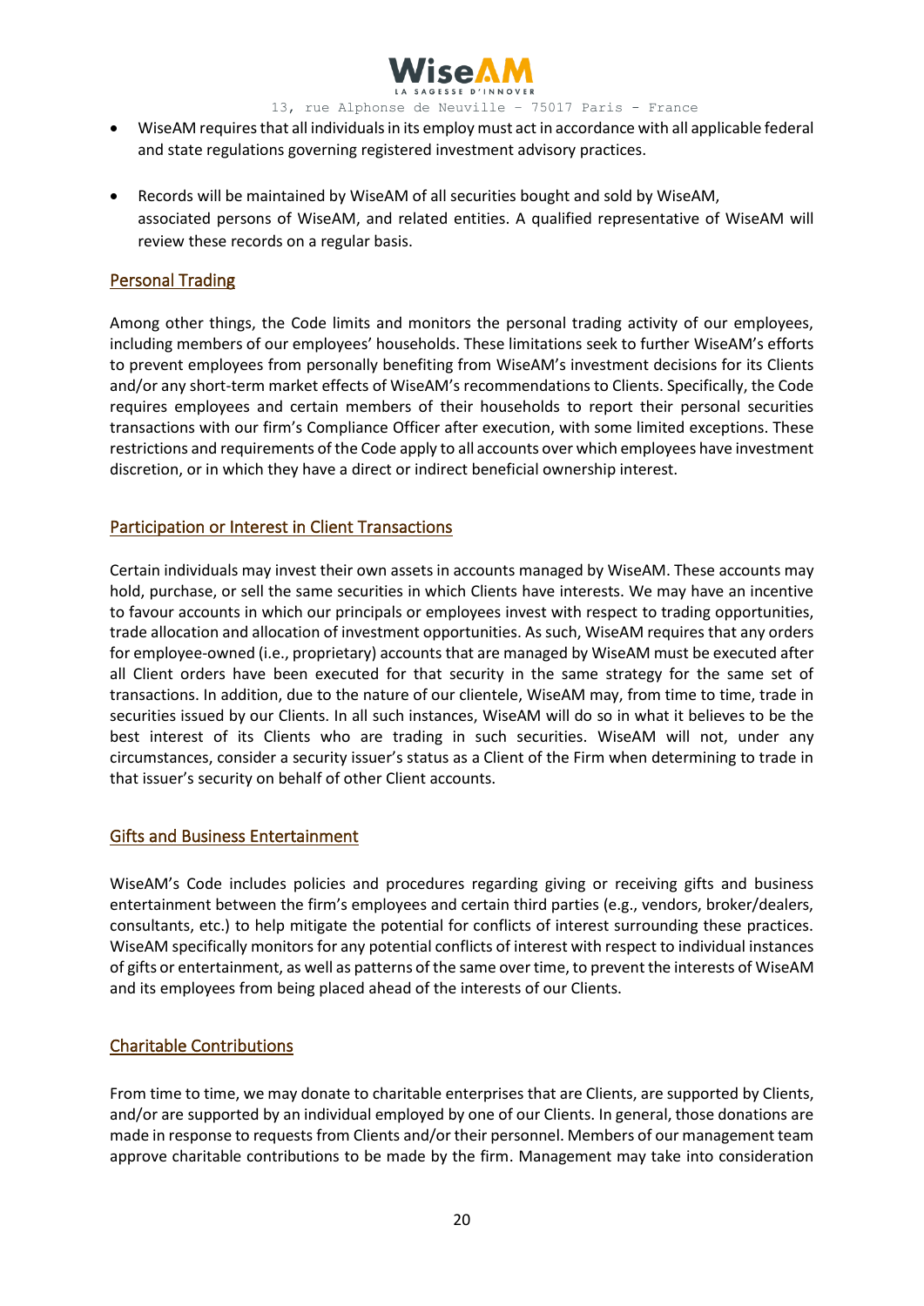- WiseAM requires that all individuals in its employ must act in accordance with all applicable federal and state regulations governing registered investment advisory practices.

- Records will be maintained by WiseAM of all securities bought and sold by WiseAM, associated persons of WiseAM, and related entities. A qualified representative of WiseAM will review these records on a regular basis.

## Personal Trading

Among other things, the Code limits and monitors the personal trading activity of our employees, including members of our employees' households. These limitations seek to further WiseAM's efforts to prevent employees from personally benefiting from WiseAM's investment decisions for its Clients and/or any short-term market effects of WiseAM's recommendations to Clients. Specifically, the Code requires employees and certain members of their households to report their personal securities transactions with our firm's Compliance Officer after execution, with some limited exceptions. These restrictions and requirements of the Code apply to all accounts over which employees have investment discretion, or in which they have a direct or indirect beneficial ownership interest.

## Participation or Interest in Client Transactions

Certain individuals may invest their own assets in accounts managed by WiseAM. These accounts may hold, purchase, or sell the same securities in which Clients have interests. We may have an incentive to favour accounts in which our principals or employees invest with respect to trading opportunities, trade allocation and allocation of investment opportunities. As such, WiseAM requires that any orders for employee-owned (i.e., proprietary) accounts that are managed by WiseAM must be executed after all Client orders have been executed for that security in the same strategy for the same set of transactions. In addition, due to the nature of our clientele, WiseAM may, from time to time, trade in securities issued by our Clients. In all such instances, WiseAM will do so in what it believes to be the best interest of its Clients who are trading in such securities. WiseAM will not, under any circumstances, consider a security issuer's status as a Client of the Firm when determining to trade in that issuer's security on behalf of other Client accounts.

## Gifts and Business Entertainment

WiseAM's Code includes policies and procedures regarding giving or receiving gifts and business entertainment between the firm's employees and certain third parties (e.g., vendors, broker/dealers, consultants, etc.) to help mitigate the potential for conflicts of interest surrounding these practices. WiseAM specifically monitors for any potential conflicts of interest with respect to individual instances of gifts or entertainment, as well as patterns of the same over time, to prevent the interests of WiseAM and its employees from being placed ahead of the interests of our Clients.

## Charitable Contributions

From time to time, we may donate to charitable enterprises that are Clients, are supported by Clients, and/or are supported by an individual employed by one of our Clients. In general, those donations are made in response to requests from Clients and/or their personnel. Members of our management team approve charitable contributions to be made by the firm. Management may take into consideration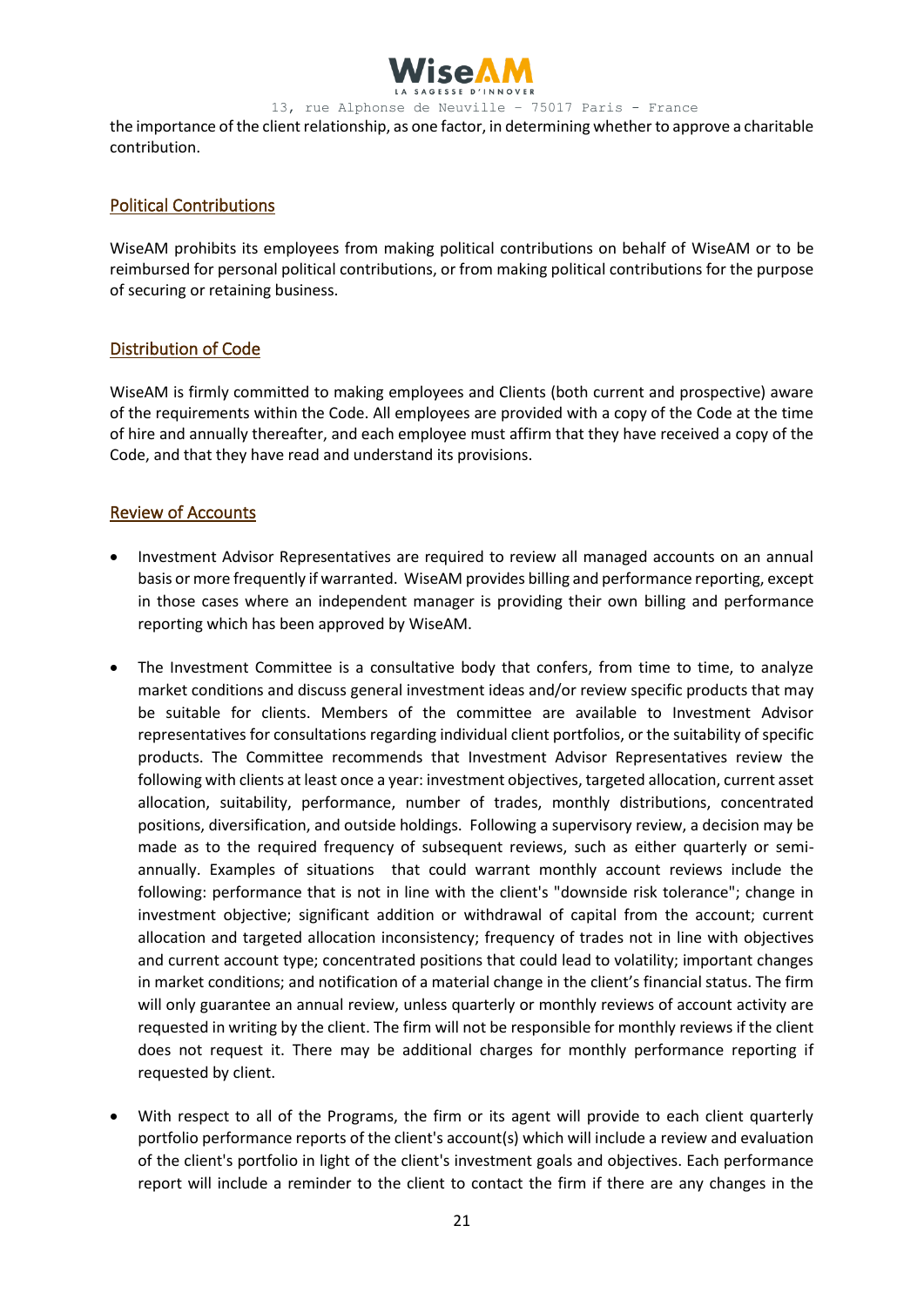the importance of the client relationship, as one factor, in determining whether to approve a charitable contribution.

## Political Contributions

WiseAM prohibits its employees from making political contributions on behalf of WiseAM or to be reimbursed for personal political contributions, or from making political contributions for the purpose of securing or retaining business.

## Distribution of Code

WiseAM is firmly committed to making employees and Clients (both current and prospective) aware of the requirements within the Code. All employees are provided with a copy of the Code at the time of hire and annually thereafter, and each employee must affirm that they have received a copy of the Code, and that they have read and understand its provisions.

## Review of Accounts

- Investment Advisor Representatives are required to review all managed accounts on an annual basis or more frequently if warranted. WiseAM provides billing and performance reporting, except in those cases where an independent manager is providing their own billing and performance reporting which has been approved by WiseAM.

- The Investment Committee is a consultative body that confers, from time to time, to analyze market conditions and discuss general investment ideas and/or review specific products that may be suitable for clients. Members of the committee are available to Investment Advisor representatives for consultations regarding individual client portfolios, or the suitability of specific products. The Committee recommends that Investment Advisor Representatives review the following with clients at least once a year: investment objectives, targeted allocation, current asset allocation, suitability, performance, number of trades, monthly distributions, concentrated positions, diversification, and outside holdings. Following a supervisory review, a decision may be made as to the required frequency of subsequent reviews, such as either quarterly or semi-annually. Examples of situations that could warrant monthly account reviews include the following: performance that is not in line with the client's "downside risk tolerance"; change in investment objective; significant addition or withdrawal of capital from the account; current allocation and targeted allocation inconsistency; frequency of trades not in line with objectives and current account type; concentrated positions that could lead to volatility; important changes in market conditions; and notification of a material change in the client's financial status. The firm will only guarantee an annual review, unless quarterly or monthly reviews of account activity are requested in writing by the client. The firm will not be responsible for monthly reviews if the client does not request it. There may be additional charges for monthly performance reporting if requested by client.

- With respect to all of the Programs, the firm or its agent will provide to each client quarterly portfolio performance reports of the client's account(s) which will include a review and evaluation of the client's portfolio in light of the client's investment goals and objectives. Each performance report will include a reminder to the client to contact the firm if there are any changes in the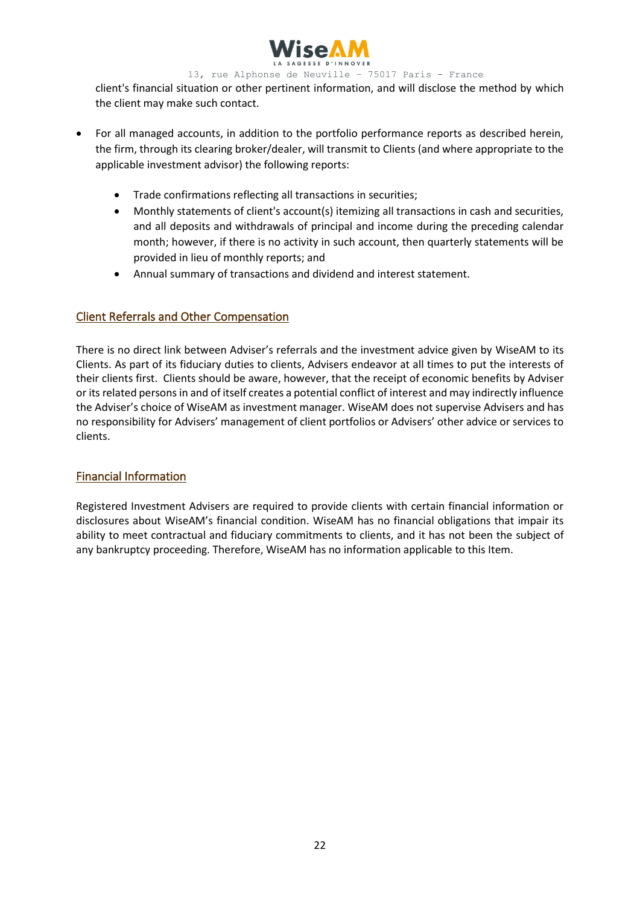client's financial situation or other pertinent information, and will disclose the method by which the client may make such contact.

- For all managed accounts, in addition to the portfolio performance reports as described herein, the firm, through its clearing broker/dealer, will transmit to Clients (and where appropriate to the applicable investment advisor) the following reports:
  - Trade confirmations reflecting all transactions in securities;
  - Monthly statements of client's account(s) itemizing all transactions in cash and securities, and all deposits and withdrawals of principal and income during the preceding calendar month; however, if there is no activity in such account, then quarterly statements will be provided in lieu of monthly reports; and
  - Annual summary of transactions and dividend and interest statement.

## Client Referrals and Other Compensation

There is no direct link between Adviser's referrals and the investment advice given by WiseAM to its Clients. As part of its fiduciary duties to clients, Advisers endeavor at all times to put the interests of their clients first. Clients should be aware, however, that the receipt of economic benefits by Adviser or its related persons in and of itself creates a potential conflict of interest and may indirectly influence the Adviser's choice of WiseAM as investment manager. WiseAM does not supervise Advisers and has no responsibility for Advisers' management of client portfolios or Advisers' other advice or services to clients.

## Financial Information

Registered Investment Advisers are required to provide clients with certain financial information or disclosures about WiseAM's financial condition. WiseAM has no financial obligations that impair its ability to meet contractual and fiduciary commitments to clients, and it has not been the subject of any bankruptcy proceeding. Therefore, WiseAM has no information applicable to this Item.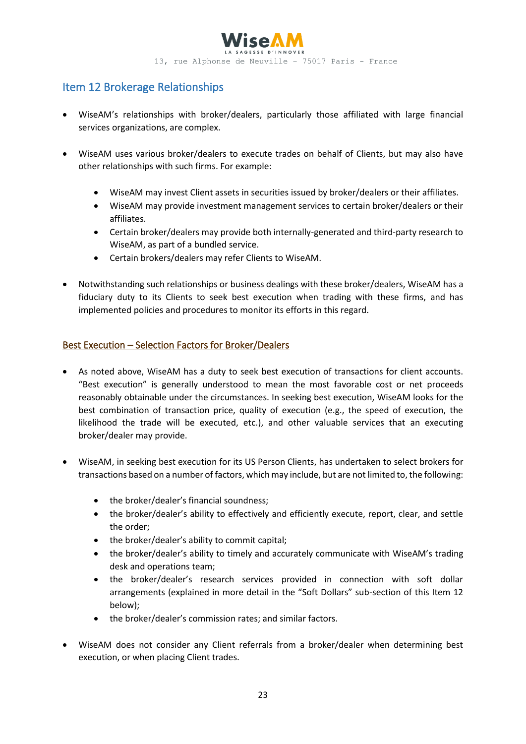## Item 12 Brokerage Relationships

- WiseAM's relationships with broker/dealers, particularly those affiliated with large financial services organizations, are complex.
- WiseAM uses various broker/dealers to execute trades on behalf of Clients, but may also have other relationships with such firms. For example:
  - WiseAM may invest Client assets in securities issued by broker/dealers or their affiliates.
  - WiseAM may provide investment management services to certain broker/dealers or their affiliates.
  - Certain broker/dealers may provide both internally-generated and third-party research to WiseAM, as part of a bundled service.
  - Certain brokers/dealers may refer Clients to WiseAM.
- Notwithstanding such relationships or business dealings with these broker/dealers, WiseAM has a fiduciary duty to its Clients to seek best execution when trading with these firms, and has implemented policies and procedures to monitor its efforts in this regard.

### Best Execution – Selection Factors for Broker/Dealers

- As noted above, WiseAM has a duty to seek best execution of transactions for client accounts. "Best execution" is generally understood to mean the most favorable cost or net proceeds reasonably obtainable under the circumstances. In seeking best execution, WiseAM looks for the best combination of transaction price, quality of execution (e.g., the speed of execution, the likelihood the trade will be executed, etc.), and other valuable services that an executing broker/dealer may provide.
- WiseAM, in seeking best execution for its US Person Clients, has undertaken to select brokers for transactions based on a number of factors, which may include, but are not limited to, the following:
  - the broker/dealer's financial soundness;
  - the broker/dealer's ability to effectively and efficiently execute, report, clear, and settle the order;
  - the broker/dealer's ability to commit capital;
  - the broker/dealer's ability to timely and accurately communicate with WiseAM's trading desk and operations team;
  - the broker/dealer's research services provided in connection with soft dollar arrangements (explained in more detail in the "Soft Dollars" sub-section of this Item 12 below);
  - the broker/dealer's commission rates; and similar factors.
- WiseAM does not consider any Client referrals from a broker/dealer when determining best execution, or when placing Client trades.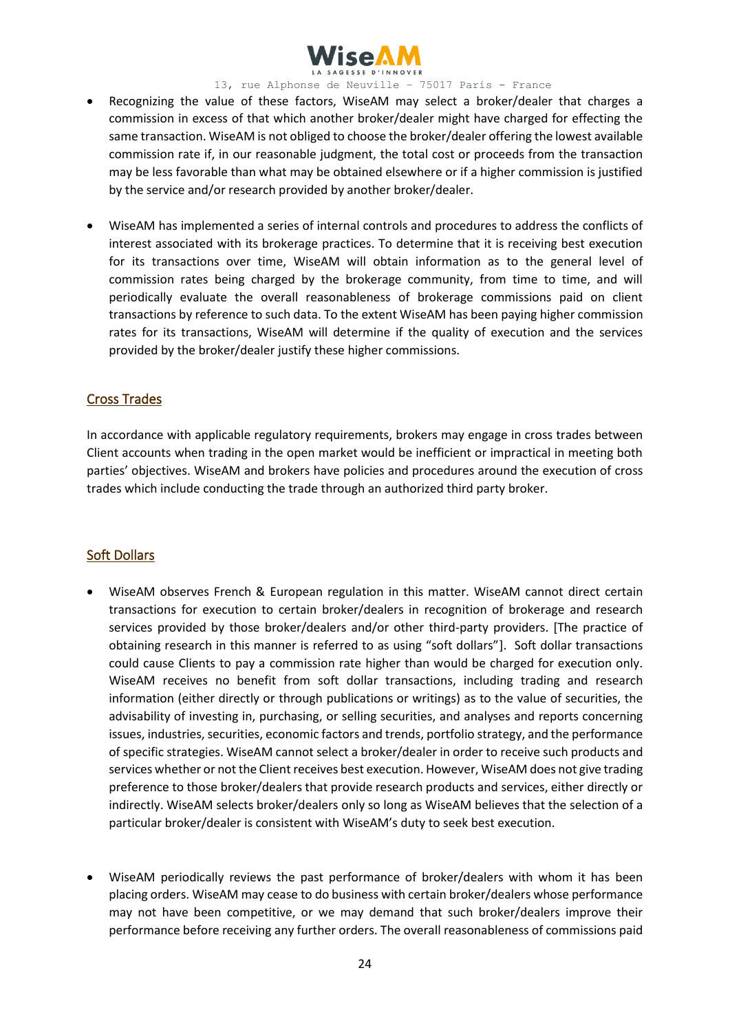- Recognizing the value of these factors, WiseAM may select a broker/dealer that charges a commission in excess of that which another broker/dealer might have charged for effecting the same transaction. WiseAM is not obliged to choose the broker/dealer offering the lowest available commission rate if, in our reasonable judgment, the total cost or proceeds from the transaction may be less favorable than what may be obtained elsewhere or if a higher commission is justified by the service and/or research provided by another broker/dealer.

- WiseAM has implemented a series of internal controls and procedures to address the conflicts of interest associated with its brokerage practices. To determine that it is receiving best execution for its transactions over time, WiseAM will obtain information as to the general level of commission rates being charged by the brokerage community, from time to time, and will periodically evaluate the overall reasonableness of brokerage commissions paid on client transactions by reference to such data. To the extent WiseAM has been paying higher commission rates for its transactions, WiseAM will determine if the quality of execution and the services provided by the broker/dealer justify these higher commissions.

## Cross Trades

In accordance with applicable regulatory requirements, brokers may engage in cross trades between Client accounts when trading in the open market would be inefficient or impractical in meeting both parties' objectives. WiseAM and brokers have policies and procedures around the execution of cross trades which include conducting the trade through an authorized third party broker.

## Soft Dollars

- WiseAM observes French & European regulation in this matter. WiseAM cannot direct certain transactions for execution to certain broker/dealers in recognition of brokerage and research services provided by those broker/dealers and/or other third-party providers. [The practice of obtaining research in this manner is referred to as using "soft dollars"]. Soft dollar transactions could cause Clients to pay a commission rate higher than would be charged for execution only. WiseAM receives no benefit from soft dollar transactions, including trading and research information (either directly or through publications or writings) as to the value of securities, the advisability of investing in, purchasing, or selling securities, and analyses and reports concerning issues, industries, securities, economic factors and trends, portfolio strategy, and the performance of specific strategies. WiseAM cannot select a broker/dealer in order to receive such products and services whether or not the Client receives best execution. However, WiseAM does not give trading preference to those broker/dealers that provide research products and services, either directly or indirectly. WiseAM selects broker/dealers only so long as WiseAM believes that the selection of a particular broker/dealer is consistent with WiseAM's duty to seek best execution.

- WiseAM periodically reviews the past performance of broker/dealers with whom it has been placing orders. WiseAM may cease to do business with certain broker/dealers whose performance may not have been competitive, or we may demand that such broker/dealers improve their performance before receiving any further orders. The overall reasonableness of commissions paid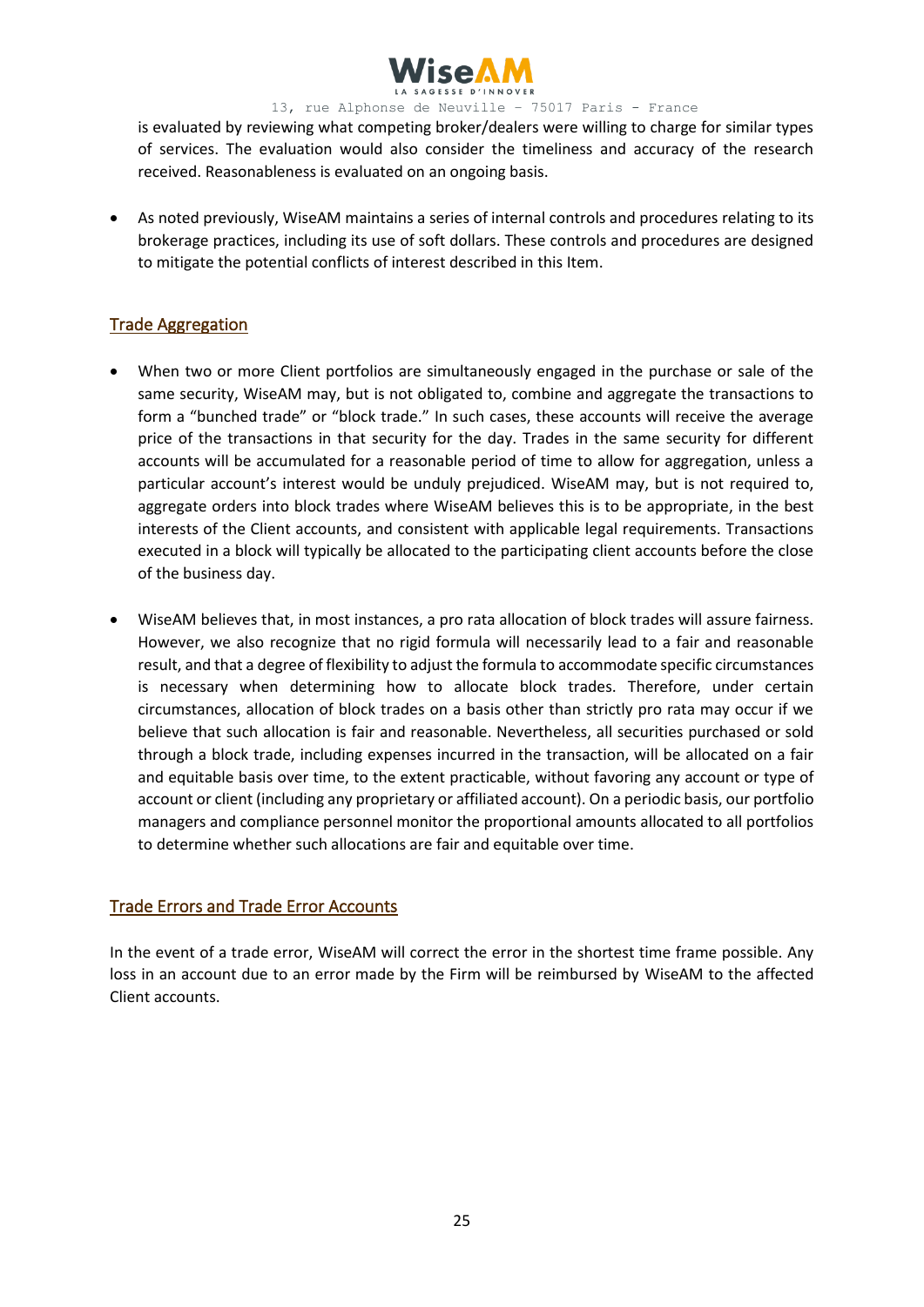is evaluated by reviewing what competing broker/dealers were willing to charge for similar types of services. The evaluation would also consider the timeliness and accuracy of the research received. Reasonableness is evaluated on an ongoing basis.

- As noted previously, WiseAM maintains a series of internal controls and procedures relating to its brokerage practices, including its use of soft dollars. These controls and procedures are designed to mitigate the potential conflicts of interest described in this Item.

## Trade Aggregation

- When two or more Client portfolios are simultaneously engaged in the purchase or sale of the same security, WiseAM may, but is not obligated to, combine and aggregate the transactions to form a "bunched trade" or "block trade." In such cases, these accounts will receive the average price of the transactions in that security for the day. Trades in the same security for different accounts will be accumulated for a reasonable period of time to allow for aggregation, unless a particular account's interest would be unduly prejudiced. WiseAM may, but is not required to, aggregate orders into block trades where WiseAM believes this is to be appropriate, in the best interests of the Client accounts, and consistent with applicable legal requirements. Transactions executed in a block will typically be allocated to the participating client accounts before the close of the business day.

- WiseAM believes that, in most instances, a pro rata allocation of block trades will assure fairness. However, we also recognize that no rigid formula will necessarily lead to a fair and reasonable result, and that a degree of flexibility to adjust the formula to accommodate specific circumstances is necessary when determining how to allocate block trades. Therefore, under certain circumstances, allocation of block trades on a basis other than strictly pro rata may occur if we believe that such allocation is fair and reasonable. Nevertheless, all securities purchased or sold through a block trade, including expenses incurred in the transaction, will be allocated on a fair and equitable basis over time, to the extent practicable, without favoring any account or type of account or client (including any proprietary or affiliated account). On a periodic basis, our portfolio managers and compliance personnel monitor the proportional amounts allocated to all portfolios to determine whether such allocations are fair and equitable over time.

## Trade Errors and Trade Error Accounts

In the event of a trade error, WiseAM will correct the error in the shortest time frame possible. Any loss in an account due to an error made by the Firm will be reimbursed by WiseAM to the affected Client accounts.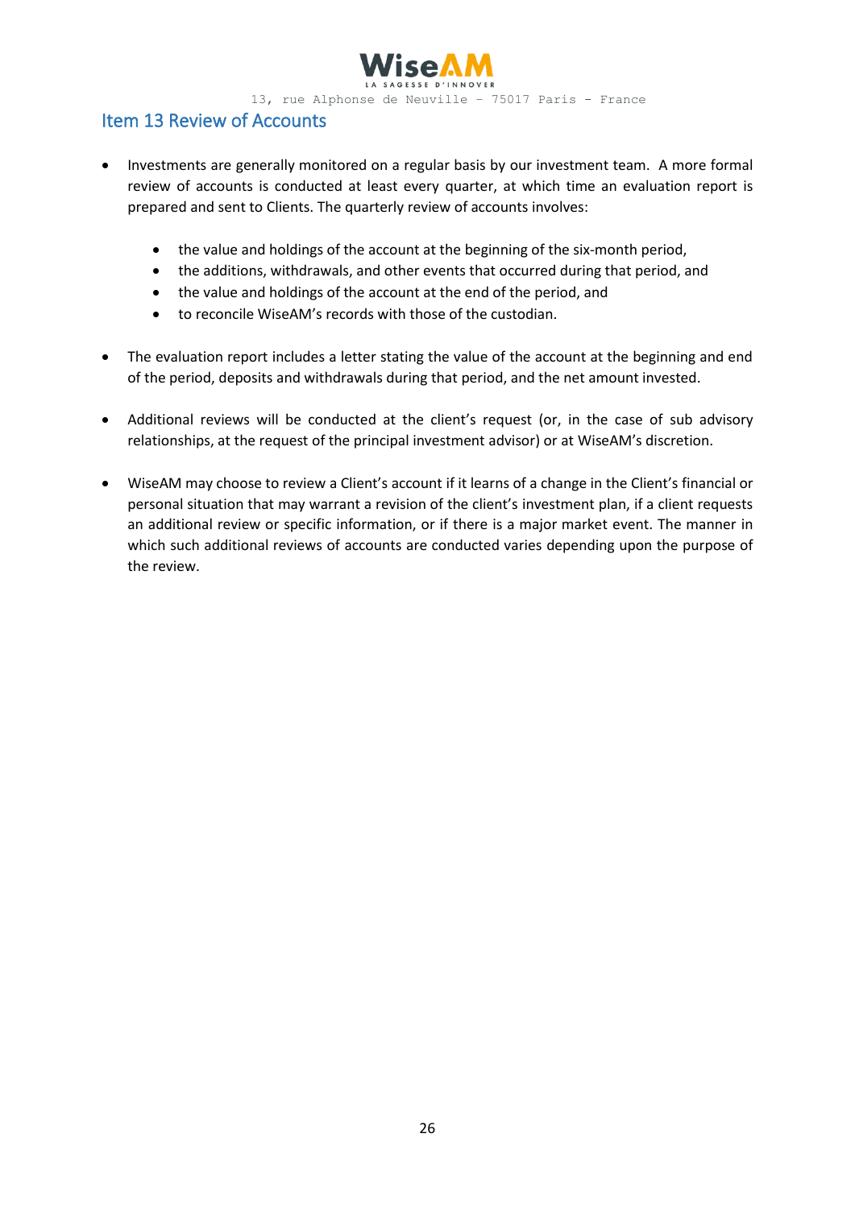## Item 13 Review of Accounts

- Investments are generally monitored on a regular basis by our investment team. A more formal review of accounts is conducted at least every quarter, at which time an evaluation report is prepared and sent to Clients. The quarterly review of accounts involves:

  - the value and holdings of the account at the beginning of the six-month period,
  - the additions, withdrawals, and other events that occurred during that period, and
  - the value and holdings of the account at the end of the period, and
  - to reconcile WiseAM's records with those of the custodian.

- The evaluation report includes a letter stating the value of the account at the beginning and end of the period, deposits and withdrawals during that period, and the net amount invested.

- Additional reviews will be conducted at the client's request (or, in the case of sub advisory relationships, at the request of the principal investment advisor) or at WiseAM's discretion.

- WiseAM may choose to review a Client's account if it learns of a change in the Client's financial or personal situation that may warrant a revision of the client's investment plan, if a client requests an additional review or specific information, or if there is a major market event. The manner in which such additional reviews of accounts are conducted varies depending upon the purpose of the review.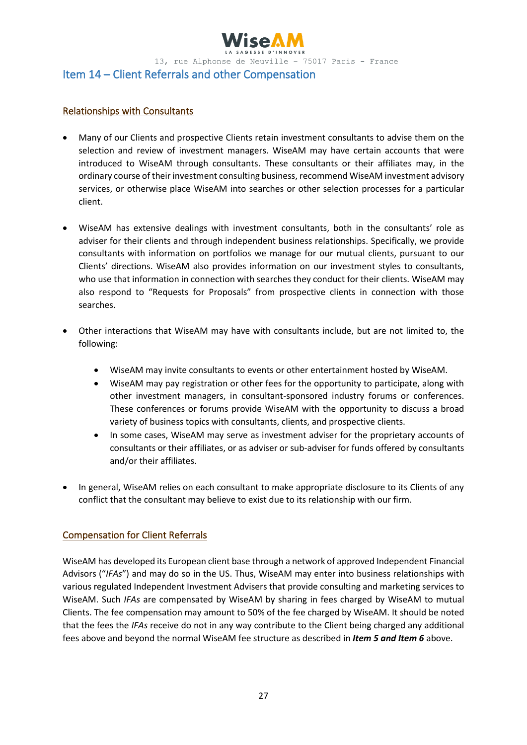## Item 14 – Client Referrals and other Compensation

### Relationships with Consultants

- Many of our Clients and prospective Clients retain investment consultants to advise them on the selection and review of investment managers. WiseAM may have certain accounts that were introduced to WiseAM through consultants. These consultants or their affiliates may, in the ordinary course of their investment consulting business, recommend WiseAM investment advisory services, or otherwise place WiseAM into searches or other selection processes for a particular client.

- WiseAM has extensive dealings with investment consultants, both in the consultants' role as adviser for their clients and through independent business relationships. Specifically, we provide consultants with information on portfolios we manage for our mutual clients, pursuant to our Clients' directions. WiseAM also provides information on our investment styles to consultants, who use that information in connection with searches they conduct for their clients. WiseAM may also respond to "Requests for Proposals" from prospective clients in connection with those searches.

- Other interactions that WiseAM may have with consultants include, but are not limited to, the following:

    - WiseAM may invite consultants to events or other entertainment hosted by WiseAM.
    - WiseAM may pay registration or other fees for the opportunity to participate, along with other investment managers, in consultant-sponsored industry forums or conferences. These conferences or forums provide WiseAM with the opportunity to discuss a broad variety of business topics with consultants, clients, and prospective clients.
    - In some cases, WiseAM may serve as investment adviser for the proprietary accounts of consultants or their affiliates, or as adviser or sub-adviser for funds offered by consultants and/or their affiliates.

- In general, WiseAM relies on each consultant to make appropriate disclosure to its Clients of any conflict that the consultant may believe to exist due to its relationship with our firm.

### Compensation for Client Referrals

WiseAM has developed its European client base through a network of approved Independent Financial Advisors ("*IFAs*") and may do so in the US. Thus, WiseAM may enter into business relationships with various regulated Independent Investment Advisers that provide consulting and marketing services to WiseAM. Such *IFAs* are compensated by WiseAM by sharing in fees charged by WiseAM to mutual Clients. The fee compensation may amount to 50% of the fee charged by WiseAM. It should be noted that the fees the *IFAs* receive do not in any way contribute to the Client being charged any additional fees above and beyond the normal WiseAM fee structure as described in ***Item 5 and Item 6*** above.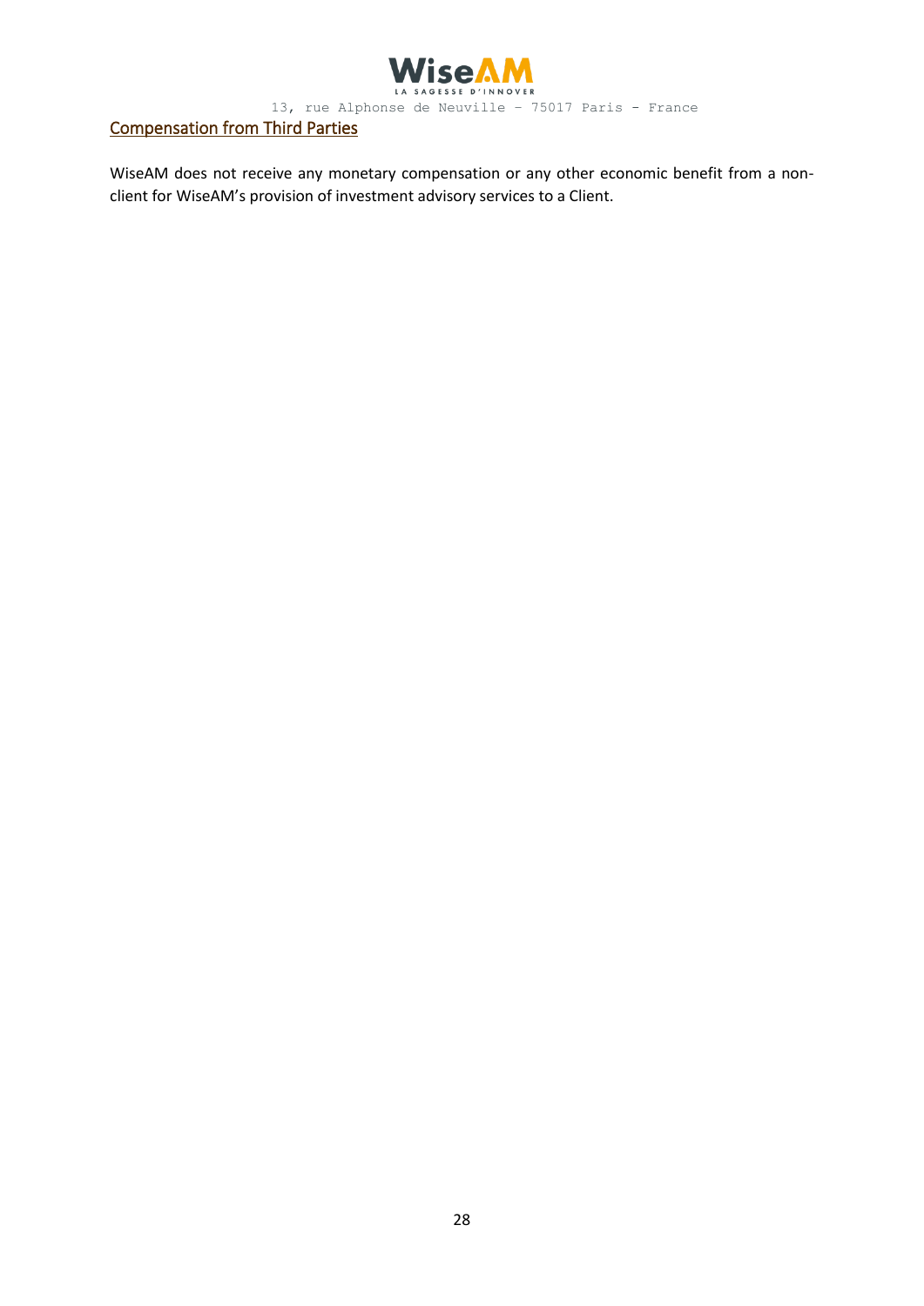## Compensation from Third Parties

WiseAM does not receive any monetary compensation or any other economic benefit from a non-client for WiseAM's provision of investment advisory services to a Client.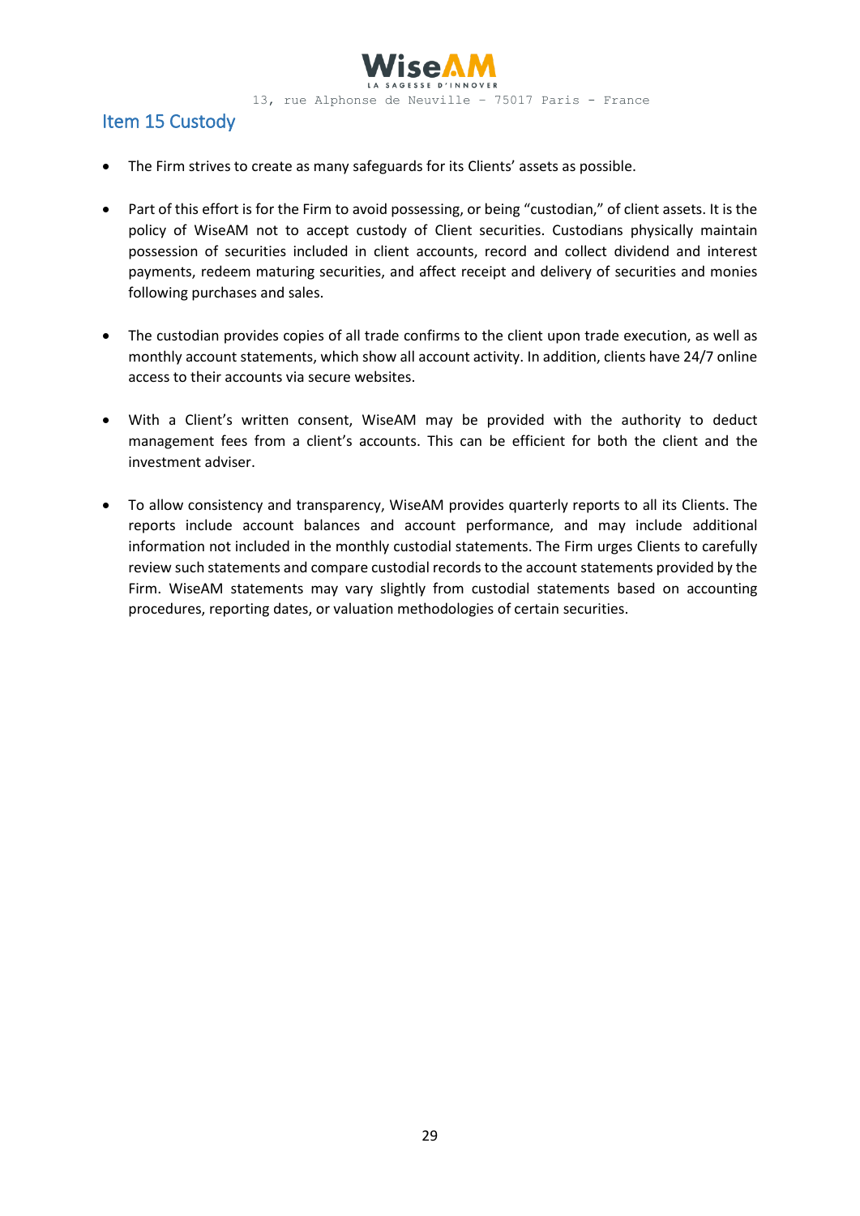## Item 15 Custody

- The Firm strives to create as many safeguards for its Clients' assets as possible.

- Part of this effort is for the Firm to avoid possessing, or being "custodian," of client assets. It is the policy of WiseAM not to accept custody of Client securities. Custodians physically maintain possession of securities included in client accounts, record and collect dividend and interest payments, redeem maturing securities, and affect receipt and delivery of securities and monies following purchases and sales.

- The custodian provides copies of all trade confirms to the client upon trade execution, as well as monthly account statements, which show all account activity. In addition, clients have 24/7 online access to their accounts via secure websites.

- With a Client's written consent, WiseAM may be provided with the authority to deduct management fees from a client's accounts. This can be efficient for both the client and the investment adviser.

- To allow consistency and transparency, WiseAM provides quarterly reports to all its Clients. The reports include account balances and account performance, and may include additional information not included in the monthly custodial statements. The Firm urges Clients to carefully review such statements and compare custodial records to the account statements provided by the Firm. WiseAM statements may vary slightly from custodial statements based on accounting procedures, reporting dates, or valuation methodologies of certain securities.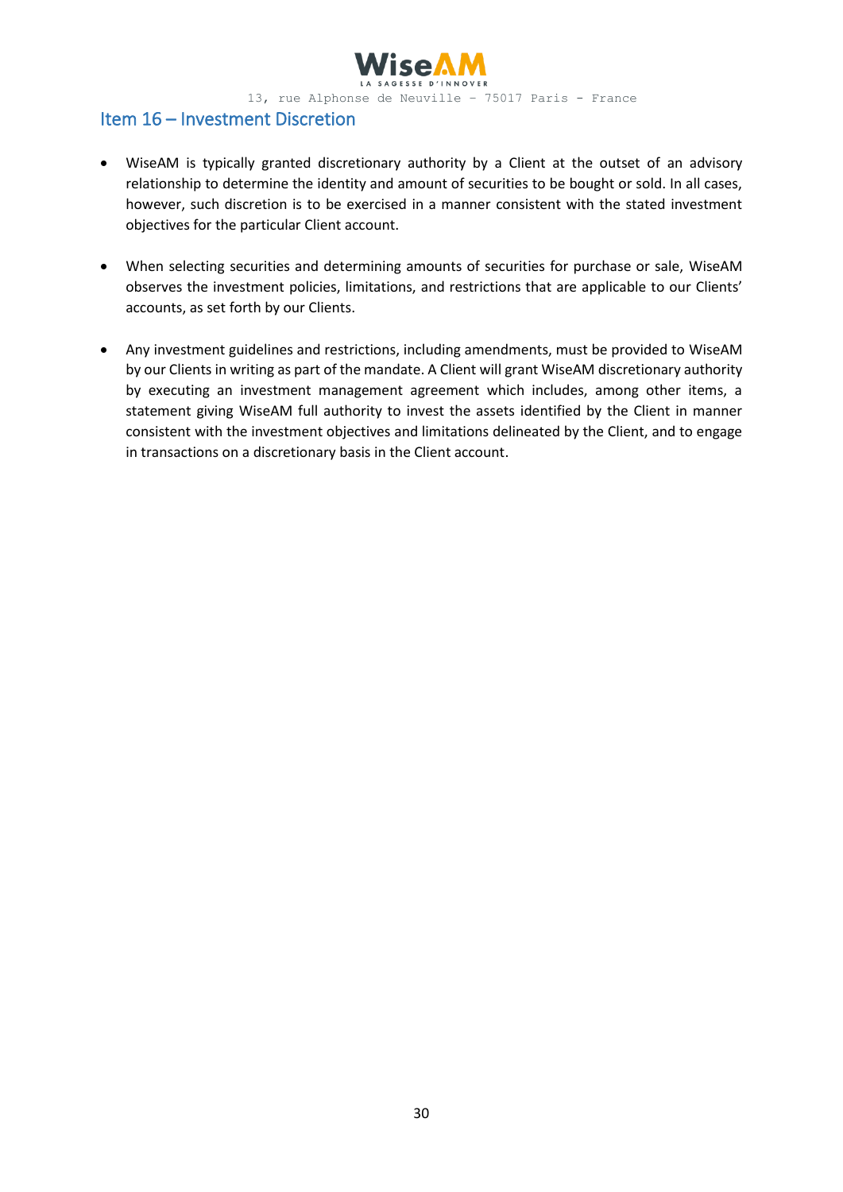## Item 16 – Investment Discretion

- WiseAM is typically granted discretionary authority by a Client at the outset of an advisory relationship to determine the identity and amount of securities to be bought or sold. In all cases, however, such discretion is to be exercised in a manner consistent with the stated investment objectives for the particular Client account.

- When selecting securities and determining amounts of securities for purchase or sale, WiseAM observes the investment policies, limitations, and restrictions that are applicable to our Clients' accounts, as set forth by our Clients.

- Any investment guidelines and restrictions, including amendments, must be provided to WiseAM by our Clients in writing as part of the mandate. A Client will grant WiseAM discretionary authority by executing an investment management agreement which includes, among other items, a statement giving WiseAM full authority to invest the assets identified by the Client in manner consistent with the investment objectives and limitations delineated by the Client, and to engage in transactions on a discretionary basis in the Client account.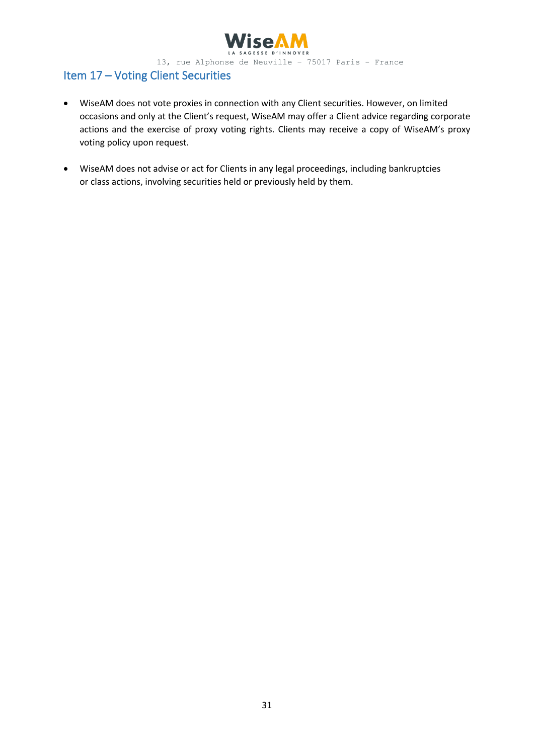## Item 17 – Voting Client Securities

- WiseAM does not vote proxies in connection with any Client securities. However, on limited occasions and only at the Client's request, WiseAM may offer a Client advice regarding corporate actions and the exercise of proxy voting rights. Clients may receive a copy of WiseAM's proxy voting policy upon request.

- WiseAM does not advise or act for Clients in any legal proceedings, including bankruptcies or class actions, involving securities held or previously held by them.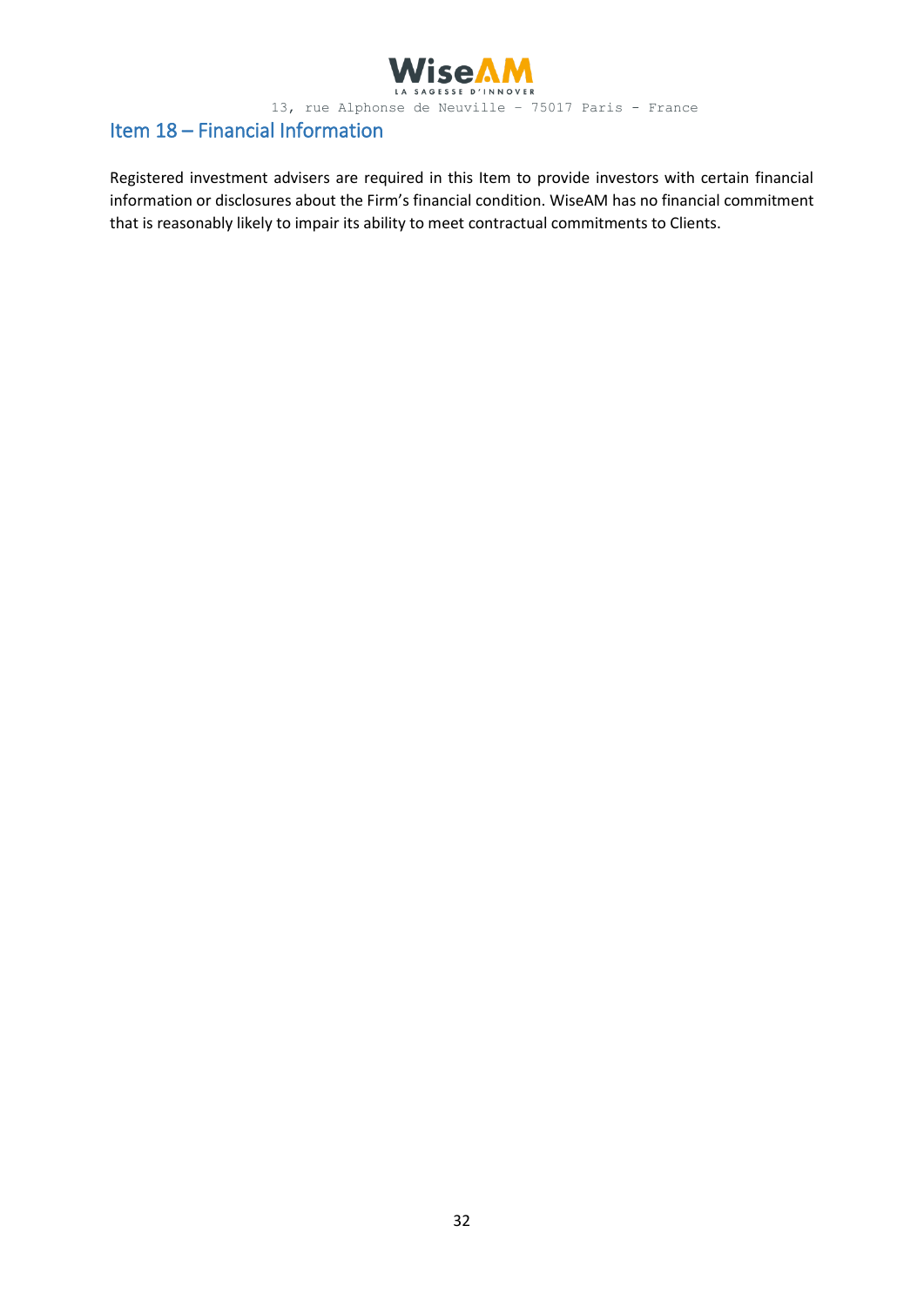## Item 18 – Financial Information

Registered investment advisers are required in this Item to provide investors with certain financial information or disclosures about the Firm's financial condition. WiseAM has no financial commitment that is reasonably likely to impair its ability to meet contractual commitments to Clients.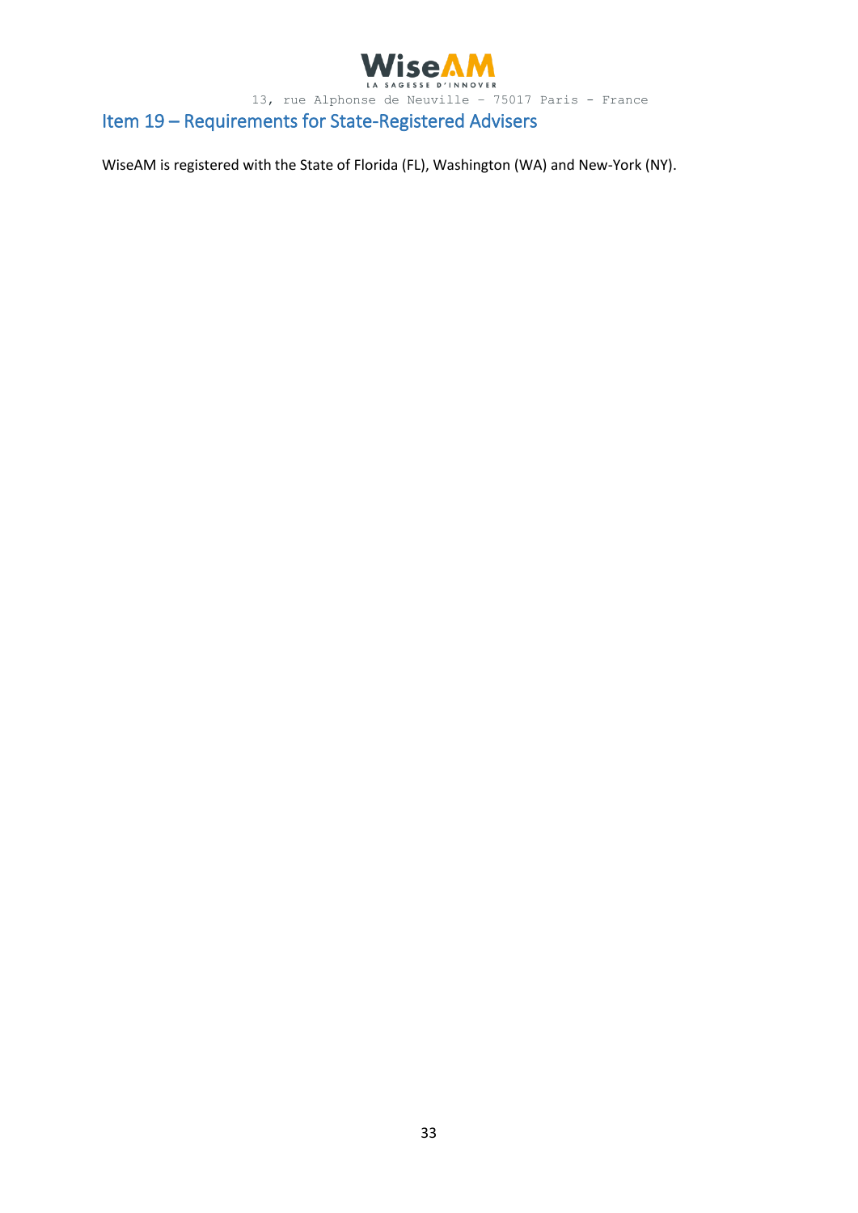## Item 19 – Requirements for State-Registered Advisers

WiseAM is registered with the State of Florida (FL), Washington (WA) and New-York (NY).